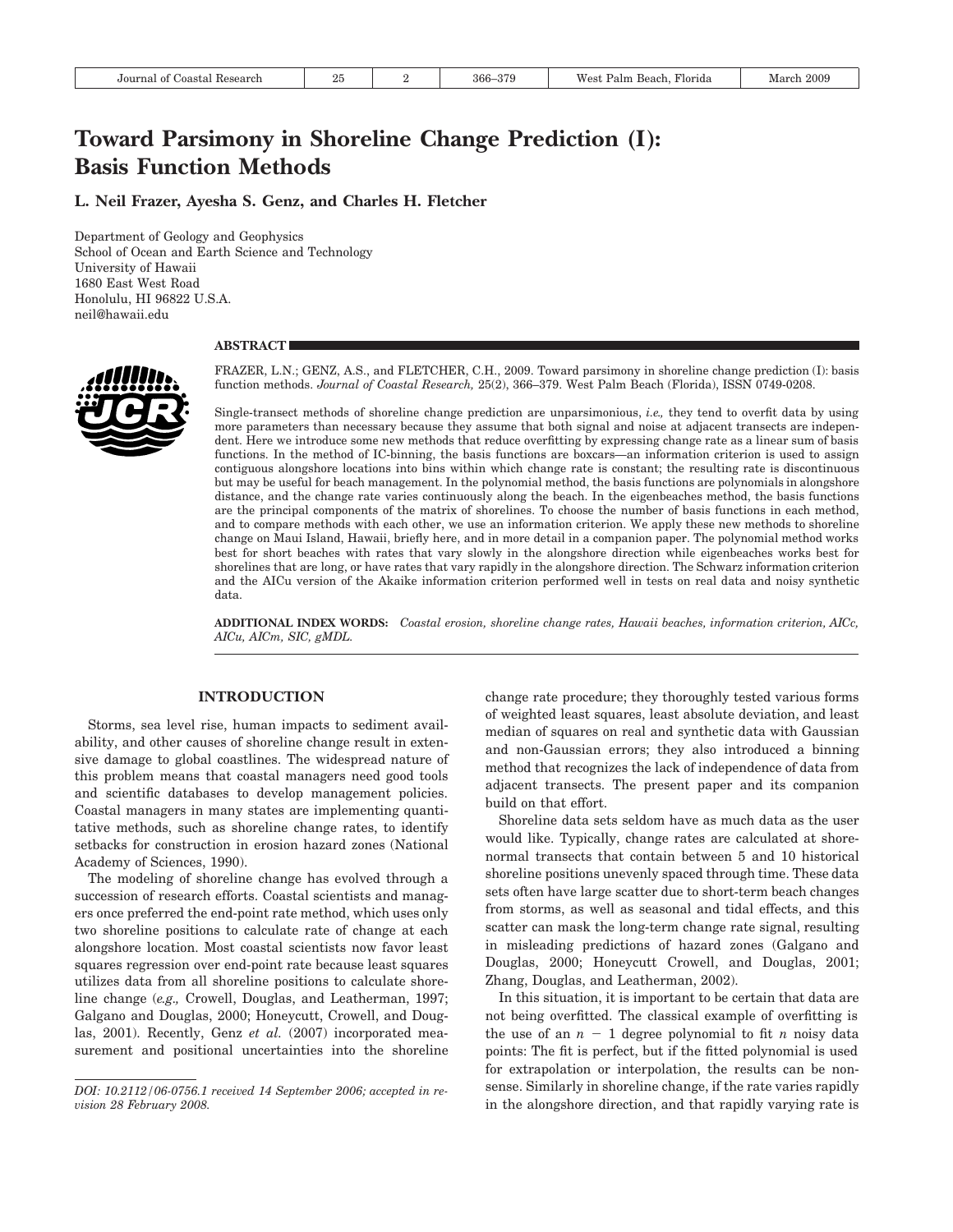# Toward Parsimony in Shoreline Change Prediction (I): Basis Function Methods

**L. Neil Frazer, Ayesha S. Genz, and Charles H. Fletcher**

Department of Geology and Geophysics
School of Ocean and Earth Science and Technology
University of Hawaii
1680 East West Road
Honolulu, HI 96822 U.S.A.
neil@hawaii.edu

## ABSTRACT

FRAZER, L.N.; GENZ, A.S., and FLETCHER, C.H., 2009. Toward parsimony in shoreline change prediction (I): basis function methods. *Journal of Coastal Research,* 25(2), 366–379. West Palm Beach (Florida), ISSN 0749-0208.

Single-transect methods of shoreline change prediction are unparsimonious, *i.e.,* they tend to overfit data by using more parameters than necessary because they assume that both signal and noise at adjacent transects are independent. Here we introduce some new methods that reduce overfitting by expressing change rate as a linear sum of basis functions. In the method of IC-binning, the basis functions are boxcars—an information criterion is used to assign contiguous alongshore locations into bins within which change rate is constant; the resulting rate is discontinuous but may be useful for beach management. In the polynomial method, the basis functions are polynomials in alongshore distance, and the change rate varies continuously along the beach. In the eigenbeaches method, the basis functions are the principal components of the matrix of shorelines. To choose the number of basis functions in each method, and to compare methods with each other, we use an information criterion. We apply these new methods to shoreline change on Maui Island, Hawaii, briefly here, and in more detail in a companion paper. The polynomial method works best for short beaches with rates that vary slowly in the alongshore direction while eigenbeaches works best for shorelines that are long, or have rates that vary rapidly in the alongshore direction. The Schwarz information criterion and the AICu version of the Akaike information criterion performed well in tests on real data and noisy synthetic data.

**ADDITIONAL INDEX WORDS:** *Coastal erosion, shoreline change rates, Hawaii beaches, information criterion, AICc, AICu, AICm, SIC, gMDL.*

## INTRODUCTION

Storms, sea level rise, human impacts to sediment availability, and other causes of shoreline change result in extensive damage to global coastlines. The widespread nature of this problem means that coastal managers need good tools and scientific databases to develop management policies. Coastal managers in many states are implementing quantitative methods, such as shoreline change rates, to identify setbacks for construction in erosion hazard zones (National Academy of Sciences, 1990).

The modeling of shoreline change has evolved through a succession of research efforts. Coastal scientists and managers once preferred the end-point rate method, which uses only two shoreline positions to calculate rate of change at each alongshore location. Most coastal scientists now favor least squares regression over end-point rate because least squares utilizes data from all shoreline positions to calculate shoreline change (*e.g.,* Crowell, Douglas, and Leatherman, 1997; Galgano and Douglas, 2000; Honeycutt, Crowell, and Douglas, 2001). Recently, Genz *et al.* (2007) incorporated measurement and positional uncertainties into the shoreline change rate procedure; they thoroughly tested various forms of weighted least squares, least absolute deviation, and least median of squares on real and synthetic data with Gaussian and non-Gaussian errors; they also introduced a binning method that recognizes the lack of independence of data from adjacent transects. The present paper and its companion build on that effort.

Shoreline data sets seldom have as much data as the user would like. Typically, change rates are calculated at shore-normal transects that contain between 5 and 10 historical shoreline positions unevenly spaced through time. These data sets often have large scatter due to short-term beach changes from storms, as well as seasonal and tidal effects, and this scatter can mask the long-term change rate signal, resulting in misleading predictions of hazard zones (Galgano and Douglas, 2000; Honeycutt Crowell, and Douglas, 2001; Zhang, Douglas, and Leatherman, 2002).

In this situation, it is important to be certain that data are not being overfitted. The classical example of overfitting is the use of an $n - 1$ degree polynomial to fit $n$ noisy data points: The fit is perfect, but if the fitted polynomial is used for extrapolation or interpolation, the results can be nonsense. Similarly in shoreline change, if the rate varies rapidly in the alongshore direction, and that rapidly varying rate is

*DOI: 10.2112/06-0756.1 received 14 September 2006; accepted in revision 28 February 2008.*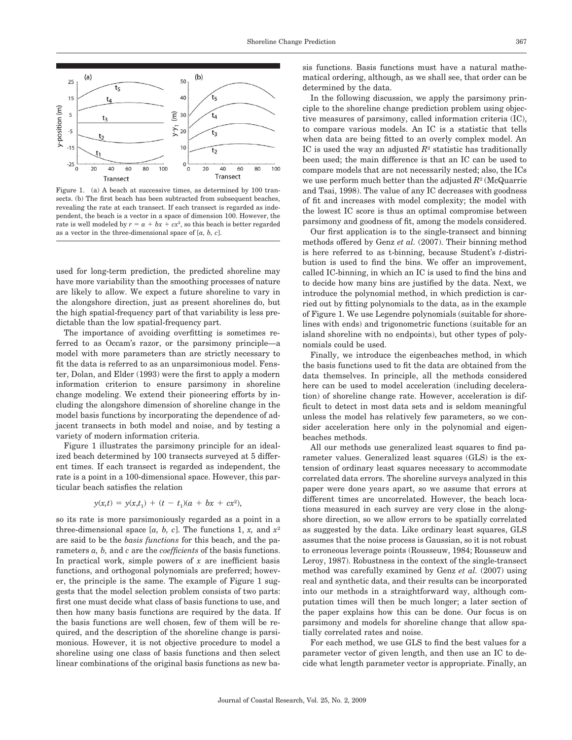(a)

25, 15, 5, -5, -15, -25

y-position (m)

$t_5$ $t_4$ $t_3$ $t_2$ $t_1$

0 20 40 60 80 100

Transect

(b)

50, 40, 30, 20, 10, 0

$y$-$y_1$ (m)

$t_5$ $t_4$ $t_3$ $t_2$

0 20 40 60 80 100

Transect

Figure 1. (a) A beach at successive times, as determined by 100 transects. (b) The first beach has been subtracted from subsequent beaches, revealing the rate at each transect. If each transect is regarded as independent, the beach is a vector in a space of dimension 100. However, the rate is well modeled by $r = a + bx + cx^2$, so this beach is better regarded as a vector in the three-dimensional space of $[a, b, c]$.

used for long-term prediction, the predicted shoreline may have more variability than the smoothing processes of nature are likely to allow. We expect a future shoreline to vary in the alongshore direction, just as present shorelines do, but the high spatial-frequency part of that variability is less predictable than the low spatial-frequency part.

The importance of avoiding overfitting is sometimes referred to as Occam's razor, or the parsimony principle—a model with more parameters than are strictly necessary to fit the data is referred to as an unparsimonious model. Fenster, Dolan, and Elder (1993) were the first to apply a modern information criterion to ensure parsimony in shoreline change modeling. We extend their pioneering efforts by including the alongshore dimension of shoreline change in the model basis functions by incorporating the dependence of adjacent transects in both model and noise, and by testing a variety of modern information criteria.

Figure 1 illustrates the parsimony principle for an idealized beach determined by 100 transects surveyed at 5 different times. If each transect is regarded as independent, the rate is a point in a 100-dimensional space. However, this particular beach satisfies the relation

$$y(x,t) = y(x,t_1) + (t - t_1)(a + bx + cx^2),$$

so its rate is more parsimoniously regarded as a point in a three-dimensional space $[a, b, c]$. The functions $1$, $x$, and $x^2$ are said to be the *basis functions* for this beach, and the parameters $a$, $b$, and $c$ are the *coefficients* of the basis functions. In practical work, simple powers of $x$ are inefficient basis functions, and orthogonal polynomials are preferred; however, the principle is the same. The example of Figure 1 suggests that the model selection problem consists of two parts: first one must decide what class of basis functions to use, and then how many basis functions are required by the data. If the basis functions are well chosen, few of them will be required, and the description of the shoreline change is parsimonious. However, it is not objective procedure to model a shoreline using one class of basis functions and then select linear combinations of the original basis functions as new basis functions. Basis functions must have a natural mathematical ordering, although, as we shall see, that order can be determined by the data.

In the following discussion, we apply the parsimony principle to the shoreline change prediction problem using objective measures of parsimony, called information criteria (IC), to compare various models. An IC is a statistic that tells when data are being fitted to an overly complex model. An IC is used the way an adjusted $R^2$ statistic has traditionally been used; the main difference is that an IC can be used to compare models that are not necessarily nested; also, the ICs we use perform much better than the adjusted $R^2$ (McQuarrie and Tsai, 1998). The value of any IC decreases with goodness of fit and increases with model complexity; the model with the lowest IC score is thus an optimal compromise between parsimony and goodness of fit, among the models considered.

Our first application is to the single-transect and binning methods offered by Genz *et al.* (2007). Their binning method is here referred to as t-binning, because Student's *t*-distribution is used to find the bins. We offer an improvement, called IC-binning, in which an IC is used to find the bins and to decide how many bins are justified by the data. Next, we introduce the polynomial method, in which prediction is carried out by fitting polynomials to the data, as in the example of Figure 1. We use Legendre polynomials (suitable for shorelines with ends) and trigonometric functions (suitable for an island shoreline with no endpoints), but other types of polynomials could be used.

Finally, we introduce the eigenbeaches method, in which the basis functions used to fit the data are obtained from the data themselves. In principle, all the methods considered here can be used to model acceleration (including deceleration) of shoreline change rate. However, acceleration is difficult to detect in most data sets and is seldom meaningful unless the model has relatively few parameters, so we consider acceleration here only in the polynomial and eigenbeaches methods.

All our methods use generalized least squares to find parameter values. Generalized least squares (GLS) is the extension of ordinary least squares necessary to accommodate correlated data errors. The shoreline surveys analyzed in this paper were done years apart, so we assume that errors at different times are uncorrelated. However, the beach locations measured in each survey are very close in the alongshore direction, so we allow errors to be spatially correlated as suggested by the data. Like ordinary least squares, GLS assumes that the noise process is Gaussian, so it is not robust to erroneous leverage points (Rousseuw, 1984; Rousseuw and Leroy, 1987). Robustness in the context of the single-transect method was carefully examined by Genz *et al.* (2007) using real and synthetic data, and their results can be incorporated into our methods in a straightforward way, although computation times will then be much longer; a later section of the paper explains how this can be done. Our focus is on parsimony and models for shoreline change that allow spatially correlated rates and noise.

For each method, we use GLS to find the best values for a parameter vector of given length, and then use an IC to decide what length parameter vector is appropriate. Finally, an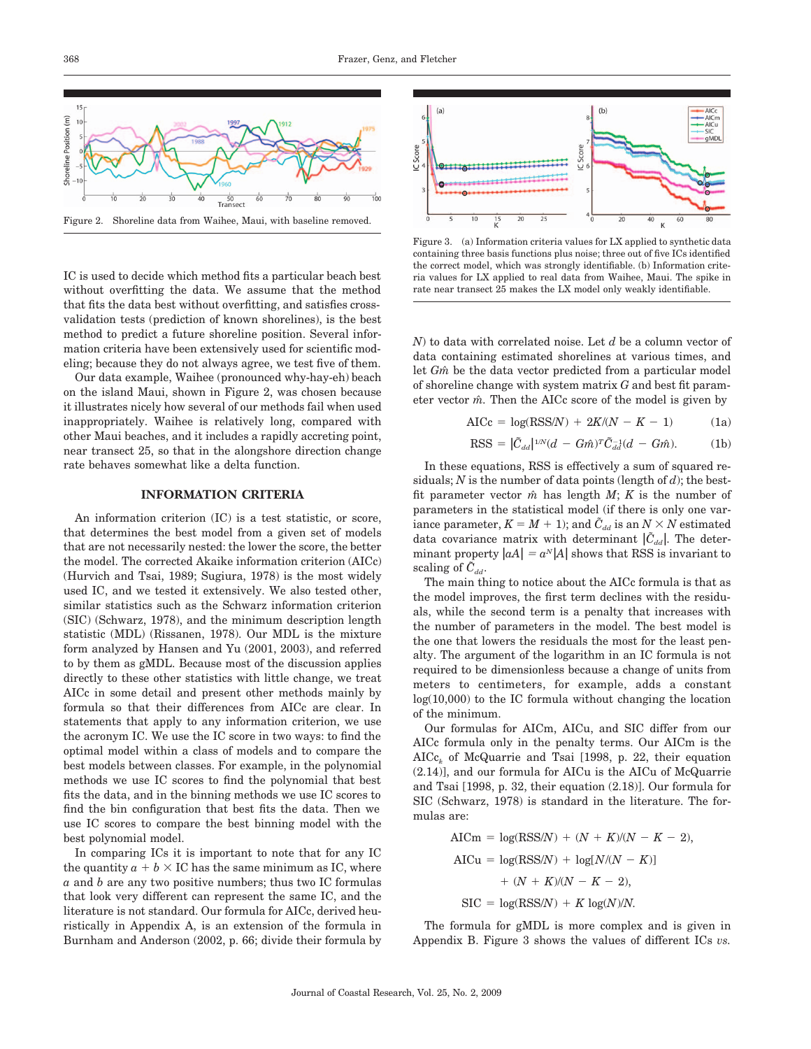Figure 2. Shoreline data from Waihee, Maui, with baseline removed.

IC is used to decide which method fits a particular beach best without overfitting the data. We assume that the method that fits the data best without overfitting, and satisfies cross-validation tests (prediction of known shorelines), is the best method to predict a future shoreline position. Several information criteria have been extensively used for scientific modeling; because they do not always agree, we test five of them.

Our data example, Waihee (pronounced why-hay-eh) beach on the island Maui, shown in Figure 2, was chosen because it illustrates nicely how several of our methods fail when used inappropriately. Waihee is relatively long, compared with other Maui beaches, and it includes a rapidly accreting point, near transect 25, so that in the alongshore direction change rate behaves somewhat like a delta function.

## INFORMATION CRITERIA

An information criterion (IC) is a test statistic, or score, that determines the best model from a given set of models that are not necessarily nested: the lower the score, the better the model. The corrected Akaike information criterion (AICc) (Hurvich and Tsai, 1989; Sugiura, 1978) is the most widely used IC, and we tested it extensively. We also tested other, similar statistics such as the Schwarz information criterion (SIC) (Schwarz, 1978), and the minimum description length statistic (MDL) (Rissanen, 1978). Our MDL is the mixture form analyzed by Hansen and Yu (2001, 2003), and referred to by them as gMDL. Because most of the discussion applies directly to these other statistics with little change, we treat AICc in some detail and present other methods mainly by formula so that their differences from AICc are clear. In statements that apply to any information criterion, we use the acronym IC. We use the IC score in two ways: to find the optimal model within a class of models and to compare the best models between classes. For example, in the polynomial methods we use IC scores to find the polynomial that best fits the data, and in the binning methods we use IC scores to find the bin configuration that best fits the data. Then we use IC scores to compare the best binning model with the best polynomial model.

In comparing ICs it is important to note that for any IC the quantity $a + b \times \text{IC}$ has the same minimum as IC, where $a$ and $b$ are any two positive numbers; thus two IC formulas that look very different can represent the same IC, and the literature is not standard. Our formula for AICc, derived heuristically in Appendix A, is an extension of the formula in Burnham and Anderson (2002, p. 66; divide their formula by $N$) to data with correlated noise. Let $d$ be a column vector of data containing estimated shorelines at various times, and let $G\hat{m}$ be the data vector predicted from a particular model of shoreline change with system matrix $G$ and best fit parameter vector $\hat{m}$. Then the AICc score of the model is given by

Figure 3. (a) Information criteria values for LX applied to synthetic data containing three basis functions plus noise; three out of five ICs identified the correct model, which was strongly identifiable. (b) Information criteria values for LX applied to real data from Waihee, Maui. The spike in rate near transect 25 makes the LX model only weakly identifiable.

$$\text{AICc} = \log(\text{RSS}/N) + 2K/(N - K - 1) \qquad (1a)$$

$$\text{RSS} = |\tilde{C}_{dd}|^{1/N}(d - G\hat{m})^T\tilde{C}_{dd}^{-1}(d - G\hat{m}). \qquad (1b)$$

In these equations, RSS is effectively a sum of squared residuals; $N$ is the number of data points (length of $d$); the best-fit parameter vector $\hat{m}$ has length $M$; $K$ is the number of parameters in the statistical model (if there is only one variance parameter, $K = M + 1$); and $\tilde{C}_{dd}$ is an $N \times N$ estimated data covariance matrix with determinant $|\tilde{C}_{dd}|$. The determinant property $|aA| = a^N|A|$ shows that RSS is invariant to scaling of $\tilde{C}_{dd}$.

The main thing to notice about the AICc formula is that as the model improves, the first term declines with the residuals, while the second term is a penalty that increases with the number of parameters in the model. The best model is the one that lowers the residuals the most for the least penalty. The argument of the logarithm in an IC formula is not required to be dimensionless because a change of units from meters to centimeters, for example, adds a constant log(10,000) to the IC formula without changing the location of the minimum.

Our formulas for AICm, AICu, and SIC differ from our AICc formula only in the penalty terms. Our AICm is the $\text{AICc}_k$ of McQuarrie and Tsai [1998, p. 22, their equation (2.14)], and our formula for AICu is the AICu of McQuarrie and Tsai [1998, p. 32, their equation (2.18)]. Our formula for SIC (Schwarz, 1978) is standard in the literature. The formulas are:

$$\text{AICm} = \log(\text{RSS}/N) + (N + K)/(N - K - 2),$$

$$\text{AICu} = \log(\text{RSS}/N) + \log[N/(N - K)] + (N + K)/(N - K - 2),$$

$$\text{SIC} = \log(\text{RSS}/N) + K\log(N)/N.$$

The formula for gMDL is more complex and is given in Appendix B. Figure 3 shows the values of different ICs *vs.*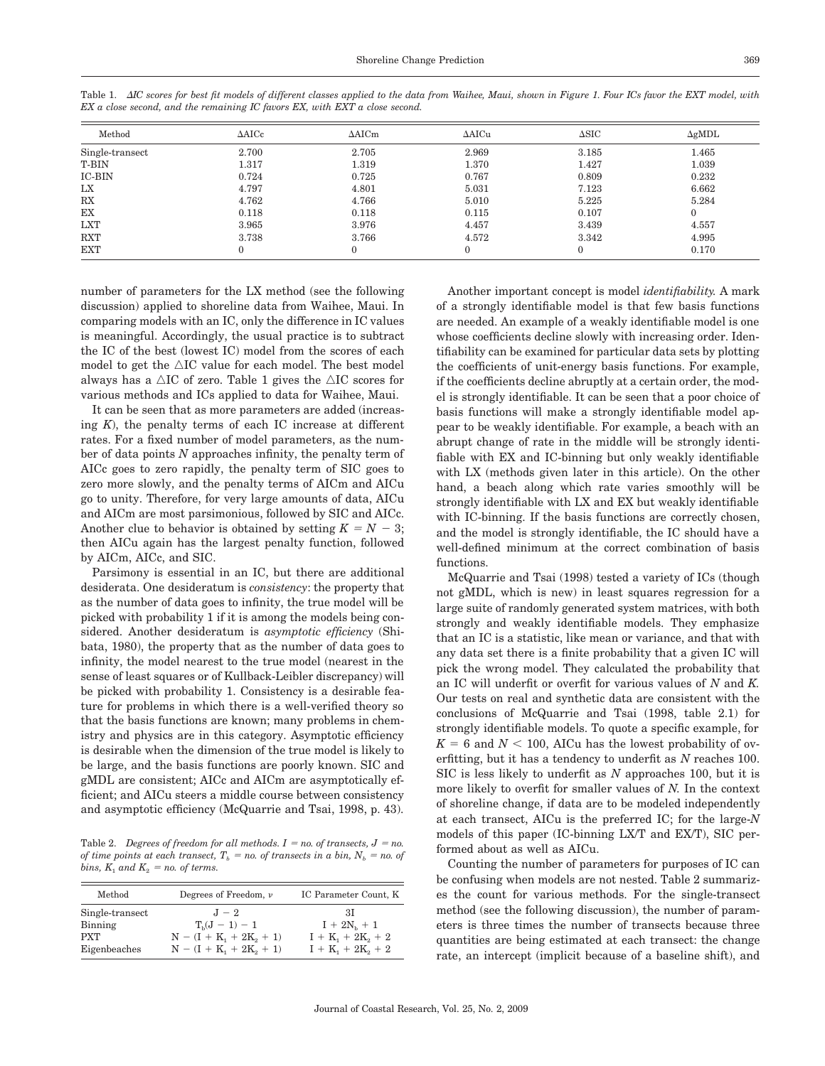Table 1. *ΔIC scores for best fit models of different classes applied to the data from Waihee, Maui, shown in Figure 1. Four ICs favor the EXT model, with EX a close second, and the remaining IC favors EX, with EXT a close second.*

| Method | ΔAICc | ΔAICm | ΔAICu | ΔSIC | ΔgMDL |
|---|---|---|---|---|---|
| Single-transect | 2.700 | 2.705 | 2.969 | 3.185 | 1.465 |
| T-BIN | 1.317 | 1.319 | 1.370 | 1.427 | 1.039 |
| IC-BIN | 0.724 | 0.725 | 0.767 | 0.809 | 0.232 |
| LX | 4.797 | 4.801 | 5.031 | 7.123 | 6.662 |
| RX | 4.762 | 4.766 | 5.010 | 5.225 | 5.284 |
| EX | 0.118 | 0.118 | 0.115 | 0.107 | 0 |
| LXT | 3.965 | 3.976 | 4.457 | 3.439 | 4.557 |
| RXT | 3.738 | 3.766 | 4.572 | 3.342 | 4.995 |
| EXT | 0 | 0 | 0 | 0 | 0.170 |

number of parameters for the LX method (see the following discussion) applied to shoreline data from Waihee, Maui. In comparing models with an IC, only the difference in IC values is meaningful. Accordingly, the usual practice is to subtract the IC of the best (lowest IC) model from the scores of each model to get the △IC value for each model. The best model always has a △IC of zero. Table 1 gives the △IC scores for various methods and ICs applied to data for Waihee, Maui.

It can be seen that as more parameters are added (increasing $K$), the penalty terms of each IC increase at different rates. For a fixed number of model parameters, as the number of data points $N$ approaches infinity, the penalty term of AICc goes to zero rapidly, the penalty term of SIC goes to zero more slowly, and the penalty terms of AICm and AICu go to unity. Therefore, for very large amounts of data, AICu and AICm are most parsimonious, followed by SIC and AICc. Another clue to behavior is obtained by setting $K = N - 3$; then AICu again has the largest penalty function, followed by AICm, AICc, and SIC.

Parsimony is essential in an IC, but there are additional desiderata. One desideratum is *consistency*: the property that as the number of data goes to infinity, the true model will be picked with probability 1 if it is among the models being considered. Another desideratum is *asymptotic efficiency* (Shibata, 1980), the property that as the number of data goes to infinity, the model nearest to the true model (nearest in the sense of least squares or of Kullback-Leibler discrepancy) will be picked with probability 1. Consistency is a desirable feature for problems in which there is a well-verified theory so that the basis functions are known; many problems in chemistry and physics are in this category. Asymptotic efficiency is desirable when the dimension of the true model is likely to be large, and the basis functions are poorly known. SIC and gMDL are consistent; AICc and AICm are asymptotically efficient; and AICu steers a middle course between consistency and asymptotic efficiency (McQuarrie and Tsai, 1998, p. 43).

Table 2. *Degrees of freedom for all methods. $I$ = no. of transects, $J$ = no. of time points at each transect, $T_b$ = no. of transects in a bin, $N_b$ = no. of bins, $K_1$ and $K_2$ = no. of terms.*

| Method | Degrees of Freedom, $\nu$ | IC Parameter Count, K |
|---|---|---|
| Single-transect | $J - 2$ | $3I$ |
| Binning | $T_b(J - 1) - 1$ | $I + 2N_b + 1$ |
| PXT | $N - (I + K_1 + 2K_2 + 1)$ | $I + K_1 + 2K_2 + 2$ |
| Eigenbeaches | $N - (I + K_1 + 2K_2 + 1)$ | $I + K_1 + 2K_2 + 2$ |

Another important concept is model *identifiability*. A mark of a strongly identifiable model is that few basis functions are needed. An example of a weakly identifiable model is one whose coefficients decline slowly with increasing order. Identifiability can be examined for particular data sets by plotting the coefficients of unit-energy basis functions. For example, if the coefficients decline abruptly at a certain order, the model is strongly identifiable. It can be seen that a poor choice of basis functions will make a strongly identifiable model appear to be weakly identifiable. For example, a beach with an abrupt change of rate in the middle will be strongly identifiable with EX and IC-binning but only weakly identifiable with LX (methods given later in this article). On the other hand, a beach along which rate varies smoothly will be strongly identifiable with LX and EX but weakly identifiable with IC-binning. If the basis functions are correctly chosen, and the model is strongly identifiable, the IC should have a well-defined minimum at the correct combination of basis functions.

McQuarrie and Tsai (1998) tested a variety of ICs (though not gMDL, which is new) in least squares regression for a large suite of randomly generated system matrices, with both strongly and weakly identifiable models. They emphasize that an IC is a statistic, like mean or variance, and that with any data set there is a finite probability that a given IC will pick the wrong model. They calculated the probability that an IC will underfit or overfit for various values of $N$ and $K$. Our tests on real and synthetic data are consistent with the conclusions of McQuarrie and Tsai (1998, table 2.1) for strongly identifiable models. To quote a specific example, for $K = 6$ and $N < 100$, AICu has the lowest probability of overfitting, but it has a tendency to underfit as $N$ reaches 100. SIC is less likely to underfit as $N$ approaches 100, but it is more likely to overfit for smaller values of $N$. In the context of shoreline change, if data are to be modeled independently at each transect, AICu is the preferred IC; for the large-$N$ models of this paper (IC-binning LX/T and EX/T), SIC performed about as well as AICu.

Counting the number of parameters for purposes of IC can be confusing when models are not nested. Table 2 summarizes the count for various methods. For the single-transect method (see the following discussion), the number of parameters is three times the number of transects because three quantities are being estimated at each transect: the change rate, an intercept (implicit because of a baseline shift), and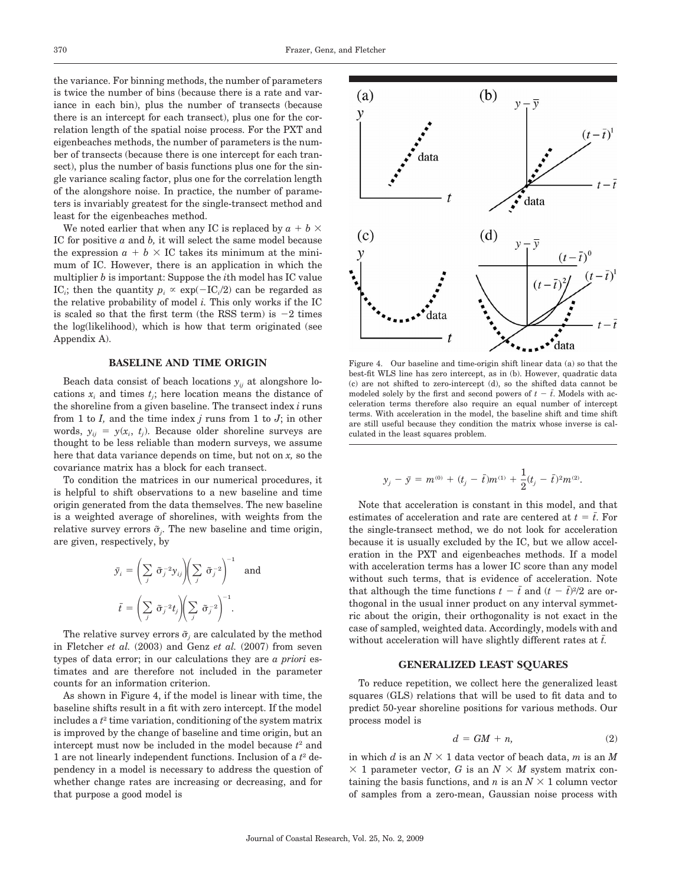the variance. For binning methods, the number of parameters is twice the number of bins (because there is a rate and variance in each bin), plus the number of transects (because there is an intercept for each transect), plus one for the correlation length of the spatial noise process. For the PXT and eigenbeaches methods, the number of parameters is the number of transects (because there is one intercept for each transect), plus the number of basis functions plus one for the single variance scaling factor, plus one for the correlation length of the alongshore noise. In practice, the number of parameters is invariably greatest for the single-transect method and least for the eigenbeaches method.

We noted earlier that when any IC is replaced by $a + b \times$ IC for positive $a$ and $b$, it will select the same model because the expression $a + b \times$ IC takes its minimum at the minimum of IC. However, there is an application in which the multiplier $b$ is important: Suppose the $i$th model has IC value $\text{IC}_i$; then the quantity $p_i \propto \exp(-\text{IC}_i/2)$ can be regarded as the relative probability of model $i$. This only works if the IC is scaled so that the first term (the RSS term) is $-2$ times the log(likelihood), which is how that term originated (see Appendix A).

## BASELINE AND TIME ORIGIN

Beach data consist of beach locations $y_{ij}$ at alongshore locations $x_i$ and times $t_j$; here location means the distance of the shoreline from a given baseline. The transect index $i$ runs from 1 to $I$, and the time index $j$ runs from 1 to $J$; in other words, $y_{ij} = y(x_i, t_j)$. Because older shoreline surveys are thought to be less reliable than modern surveys, we assume here that data variance depends on time, but not on $x$, so the covariance matrix has a block for each transect.

To condition the matrices in our numerical procedures, it is helpful to shift observations to a new baseline and time origin generated from the data themselves. The new baseline is a weighted average of shorelines, with weights from the relative survey errors $\tilde{\sigma}_j$. The new baseline and time origin, are given, respectively, by

$$\bar{y}_i = \left(\sum_j \tilde{\sigma}_j^{-2} y_{ij}\right)\left(\sum_j \tilde{\sigma}_j^{-2}\right)^{-1} \quad \text{and}$$

$$\bar{t} = \left(\sum_j \tilde{\sigma}_j^{-2} t_j\right)\left(\sum_j \tilde{\sigma}_j^{-2}\right)^{-1}.$$

The relative survey errors $\tilde{\sigma}_j$ are calculated by the method in Fletcher *et al.* (2003) and Genz *et al.* (2007) from seven types of data error; in our calculations they are *a priori* estimates and are therefore not included in the parameter counts for an information criterion.

As shown in Figure 4, if the model is linear with time, the baseline shifts result in a fit with zero intercept. If the model includes a $t^2$ time variation, conditioning of the system matrix is improved by the change of baseline and time origin, but an intercept must now be included in the model because $t^2$ and 1 are not linearly independent functions. Inclusion of a $t^2$ dependency in a model is necessary to address the question of whether change rates are increasing or decreasing, and for that purpose a good model is

Figure 4. Our baseline and time-origin shift linear data (a) so that the best-fit WLS line has zero intercept, as in (b). However, quadratic data (c) are not shifted to zero-intercept (d), so the shifted data cannot be modeled solely by the first and second powers of $t - \bar{t}$. Models with acceleration terms therefore also require an equal number of intercept terms. With acceleration in the model, the baseline shift and time shift are still useful because they condition the matrix whose inverse is calculated in the least squares problem.

$$y_j - \bar{y} = m^{(0)} + (t_j - \bar{t})m^{(1)} + \frac{1}{2}(t_j - \bar{t})^2 m^{(2)}.$$

Note that acceleration is constant in this model, and that estimates of acceleration and rate are centered at $t = \bar{t}$. For the single-transect method, we do not look for acceleration because it is usually excluded by the IC, but we allow acceleration in the PXT and eigenbeaches methods. If a model with acceleration terms has a lower IC score than any model without such terms, that is evidence of acceleration. Note that although the time functions $t - \bar{t}$ and $(t - \bar{t})^2/2$ are orthogonal in the usual inner product on any interval symmetric about the origin, their orthogonality is not exact in the case of sampled, weighted data. Accordingly, models with and without acceleration will have slightly different rates at $\bar{t}$.

## GENERALIZED LEAST SQUARES

To reduce repetition, we collect here the generalized least squares (GLS) relations that will be used to fit data and to predict 50-year shoreline positions for various methods. Our process model is

$$d = GM + n, \tag{2}$$

in which $d$ is an $N \times 1$ data vector of beach data, $m$ is an $M \times 1$ parameter vector, $G$ is an $N \times M$ system matrix containing the basis functions, and $n$ is an $N \times 1$ column vector of samples from a zero-mean, Gaussian noise process with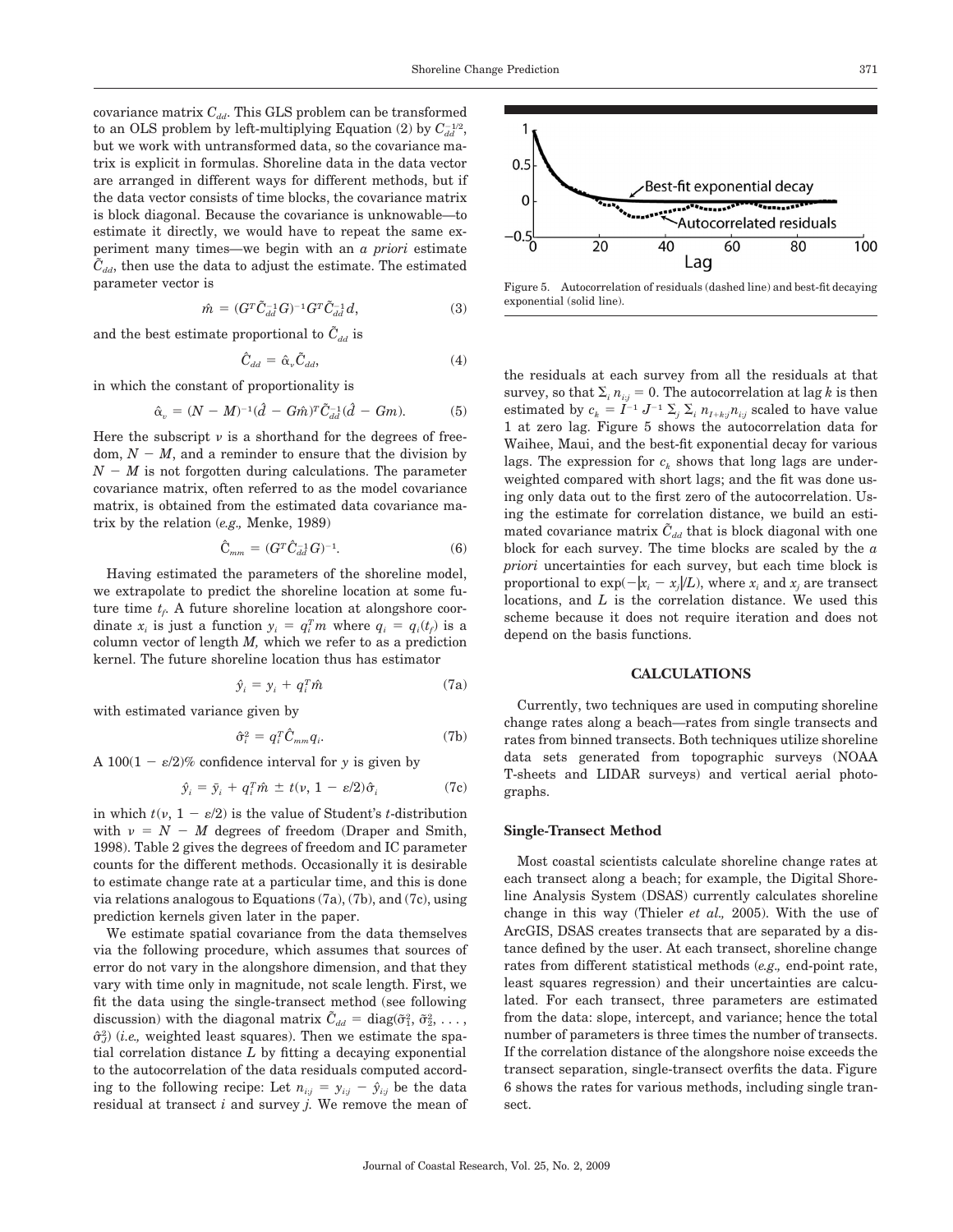covariance matrix $C_{dd}$. This GLS problem can be transformed to an OLS problem by left-multiplying Equation (2) by $C_{dd}^{-1/2}$, but we work with untransformed data, so the covariance matrix is explicit in formulas. Shoreline data in the data vector are arranged in different ways for different methods, but if the data vector consists of time blocks, the covariance matrix is block diagonal. Because the covariance is unknowable—to estimate it directly, we would have to repeat the same experiment many times—we begin with an *a priori* estimate $\tilde{C}_{dd}$, then use the data to adjust the estimate. The estimated parameter vector is

$$\hat{m} = (G^T\tilde{C}_{dd}^{-1}G)^{-1}G^T\tilde{C}_{dd}^{-1}d, \tag{3}$$

and the best estimate proportional to $\tilde{C}_{dd}$ is

$$\hat{C}_{dd} = \hat{\alpha}_v\tilde{C}_{dd}, \tag{4}$$

in which the constant of proportionality is

$$\hat{\alpha}_v = (N - M)^{-1}(\hat{d} - G\hat{m})^T\tilde{C}_{dd}^{-1}(\hat{d} - Gm). \tag{5}$$

Here the subscript $\nu$ is a shorthand for the degrees of freedom, $N - M$, and a reminder to ensure that the division by $N - M$ is not forgotten during calculations. The parameter covariance matrix, often referred to as the model covariance matrix, is obtained from the estimated data covariance matrix by the relation (*e.g.,* Menke, 1989)

$$\hat{C}_{mm} = (G^T\hat{C}_{dd}^{-1}G)^{-1}. \tag{6}$$

Having estimated the parameters of the shoreline model, we extrapolate to predict the shoreline location at some future time $t_f$. A future shoreline location at alongshore coordinate $x_i$ is just a function $y_i = q_i^Tm$ where $q_i = q_i(t_f)$ is a column vector of length $M$, which we refer to as a prediction kernel. The future shoreline location thus has estimator

$$\hat{y}_i = y_i + q_i^T\hat{m} \tag{7a}$$

with estimated variance given by

$$\hat{\sigma}_i^2 = q_i^T\hat{C}_{mm}q_i. \tag{7b}$$

A $100(1 - \varepsilon/2)$% confidence interval for $y$ is given by

$$\hat{y}_i = \bar{y}_i + q_i^T\hat{m} \pm t(\nu, 1 - \varepsilon/2)\hat{\sigma}_i \tag{7c}$$

in which $t(\nu, 1 - \varepsilon/2)$ is the value of Student's $t$-distribution with $\nu = N - M$ degrees of freedom (Draper and Smith, 1998). Table 2 gives the degrees of freedom and IC parameter counts for the different methods. Occasionally it is desirable to estimate change rate at a particular time, and this is done via relations analogous to Equations (7a), (7b), and (7c), using prediction kernels given later in the paper.

We estimate spatial covariance from the data themselves via the following procedure, which assumes that sources of error do not vary in the alongshore dimension, and that they vary with time only in magnitude, not scale length. First, we fit the data using the single-transect method (see following discussion) with the diagonal matrix $\tilde{C}_{dd} = \text{diag}(\tilde{\sigma}_1^2, \tilde{\sigma}_2^2, \ldots, \hat{\sigma}_J^2)$ (*i.e.,* weighted least squares). Then we estimate the spatial correlation distance $L$ by fitting a decaying exponential to the autocorrelation of the data residuals computed according to the following recipe: Let $n_{i;j} = y_{i;j} - \hat{y}_{i;j}$ be the data residual at transect $i$ and survey $j$. We remove the mean of the residuals at each survey from all the residuals at that survey, so that $\Sigma_i\, n_{i;j} = 0$. The autocorrelation at lag $k$ is then estimated by $c_k = I^{-1}\, J^{-1}\, \Sigma_j\, \Sigma_i\, n_{I+k;j}n_{i;j}$ scaled to have value 1 at zero lag. Figure 5 shows the autocorrelation data for Waihee, Maui, and the best-fit exponential decay for various lags. The expression for $c_k$ shows that long lags are underweighted compared with short lags; and the fit was done using only data out to the first zero of the autocorrelation. Using the estimate for correlation distance, we build an estimated covariance matrix $\tilde{C}_{dd}$ that is block diagonal with one block for each survey. The time blocks are scaled by the *a priori* uncertainties for each survey, but each time block is proportional to $\exp(-|x_i - x_j|/L)$, where $x_i$ and $x_j$ are transect locations, and $L$ is the correlation distance. We used this scheme because it does not require iteration and does not depend on the basis functions.

Figure 5. Autocorrelation of residuals (dashed line) and best-fit decaying exponential (solid line).

## CALCULATIONS

Currently, two techniques are used in computing shoreline change rates along a beach—rates from single transects and rates from binned transects. Both techniques utilize shoreline data sets generated from topographic surveys (NOAA T-sheets and LIDAR surveys) and vertical aerial photographs.

### Single-Transect Method

Most coastal scientists calculate shoreline change rates at each transect along a beach; for example, the Digital Shoreline Analysis System (DSAS) currently calculates shoreline change in this way (Thieler *et al.,* 2005). With the use of ArcGIS, DSAS creates transects that are separated by a distance defined by the user. At each transect, shoreline change rates from different statistical methods (*e.g.,* end-point rate, least squares regression) and their uncertainties are calculated. For each transect, three parameters are estimated from the data: slope, intercept, and variance; hence the total number of parameters is three times the number of transects. If the correlation distance of the alongshore noise exceeds the transect separation, single-transect overfits the data. Figure 6 shows the rates for various methods, including single transect.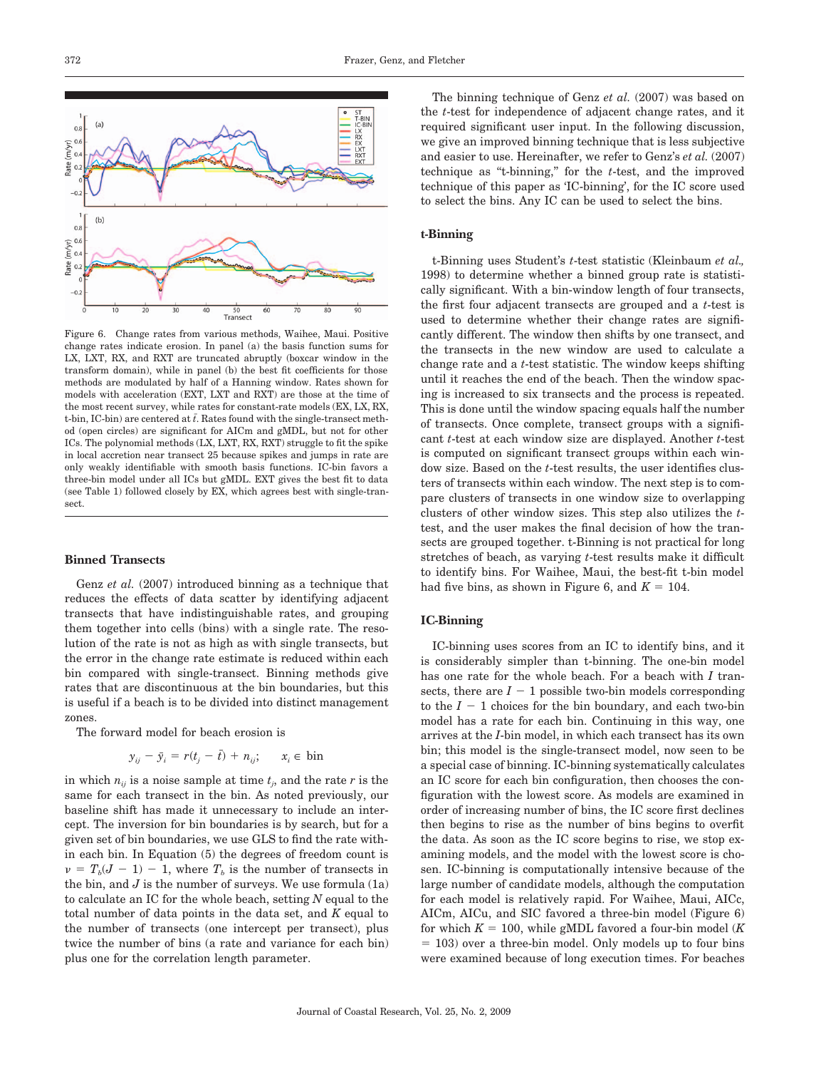(a)

Rate (m/yr)

ST
T-BIN
IC-BIN
LX
RX
EX
LXT
RXT
EXT

(b)

Rate (m/yr)

Transect

Figure 6. Change rates from various methods, Waihee, Maui. Positive change rates indicate erosion. In panel (a) the basis function sums for LX, LXT, RX, and RXT are truncated abruptly (boxcar window in the transform domain), while in panel (b) the best fit coefficients for those methods are modulated by half of a Hanning window. Rates shown for models with acceleration (EXT, LXT and RXT) are those at the time of the most recent survey, while rates for constant-rate models (EX, LX, RX, t-bin, IC-bin) are centered at $\bar{t}$. Rates found with the single-transect method (open circles) are significant for AICm and gMDL, but not for other ICs. The polynomial methods (LX, LXT, RX, RXT) struggle to fit the spike in local accretion near transect 25 because spikes and jumps in rate are only weakly identifiable with smooth basis functions. IC-bin favors a three-bin model under all ICs but gMDL. EXT gives the best fit to data (see Table 1) followed closely by EX, which agrees best with single-transect.

### Binned Transects

Genz *et al.* (2007) introduced binning as a technique that reduces the effects of data scatter by identifying adjacent transects that have indistinguishable rates, and grouping them together into cells (bins) with a single rate. The resolution of the rate is not as high as with single transects, but the error in the change rate estimate is reduced within each bin compared with single-transect. Binning methods give rates that are discontinuous at the bin boundaries, but this is useful if a beach is to be divided into distinct management zones.

The forward model for beach erosion is

$$y_{ij} - \bar{y}_i = r(t_j - \bar{t}) + n_{ij}; \qquad x_i \in \text{bin}$$

in which $n_{ij}$ is a noise sample at time $t_j$, and the rate $r$ is the same for each transect in the bin. As noted previously, our baseline shift has made it unnecessary to include an intercept. The inversion for bin boundaries is by search, but for a given set of bin boundaries, we use GLS to find the rate within each bin. In Equation (5) the degrees of freedom count is $\nu = T_b(J - 1) - 1$, where $T_b$ is the number of transects in the bin, and $J$ is the number of surveys. We use formula (1a) to calculate an IC for the whole beach, setting $N$ equal to the total number of data points in the data set, and $K$ equal to the number of transects (one intercept per transect), plus twice the number of bins (a rate and variance for each bin) plus one for the correlation length parameter.

The binning technique of Genz *et al.* (2007) was based on the *t*-test for independence of adjacent change rates, and it required significant user input. In the following discussion, we give an improved binning technique that is less subjective and easier to use. Hereinafter, we refer to Genz's *et al.* (2007) technique as "t-binning," for the *t*-test, and the improved technique of this paper as 'IC-binning', for the IC score used to select the bins. Any IC can be used to select the bins.

### t-Binning

t-Binning uses Student's *t*-test statistic (Kleinbaum *et al.,* 1998) to determine whether a binned group rate is statistically significant. With a bin-window length of four transects, the first four adjacent transects are grouped and a *t*-test is used to determine whether their change rates are significantly different. The window then shifts by one transect, and the transects in the new window are used to calculate a change rate and a *t*-test statistic. The window keeps shifting until it reaches the end of the beach. Then the window spacing is increased to six transects and the process is repeated. This is done until the window spacing equals half the number of transects. Once complete, transect groups with a significant *t*-test at each window size are displayed. Another *t*-test is computed on significant transect groups within each window size. Based on the *t*-test results, the user identifies clusters of transects within each window. The next step is to compare clusters of transects in one window size to overlapping clusters of other window sizes. This step also utilizes the *t*-test, and the user makes the final decision of how the transects are grouped together. t-Binning is not practical for long stretches of beach, as varying *t*-test results make it difficult to identify bins. For Waihee, Maui, the best-fit t-bin model had five bins, as shown in Figure 6, and $K = 104$.

### IC-Binning

IC-binning uses scores from an IC to identify bins, and it is considerably simpler than t-binning. The one-bin model has one rate for the whole beach. For a beach with $I$ transects, there are $I - 1$ possible two-bin models corresponding to the $I - 1$ choices for the bin boundary, and each two-bin model has a rate for each bin. Continuing in this way, one arrives at the $I$-bin model, in which each transect has its own bin; this model is the single-transect model, now seen to be a special case of binning. IC-binning systematically calculates an IC score for each bin configuration, then chooses the configuration with the lowest score. As models are examined in order of increasing number of bins, the IC score first declines then begins to rise as the number of bins begins to overfit the data. As soon as the IC score begins to rise, we stop examining models, and the model with the lowest score is chosen. IC-binning is computationally intensive because of the large number of candidate models, although the computation for each model is relatively rapid. For Waihee, Maui, AICc, AICm, AICu, and SIC favored a three-bin model (Figure 6) for which $K = 100$, while gMDL favored a four-bin model ($K = 103$) over a three-bin model. Only models up to four bins were examined because of long execution times. For beaches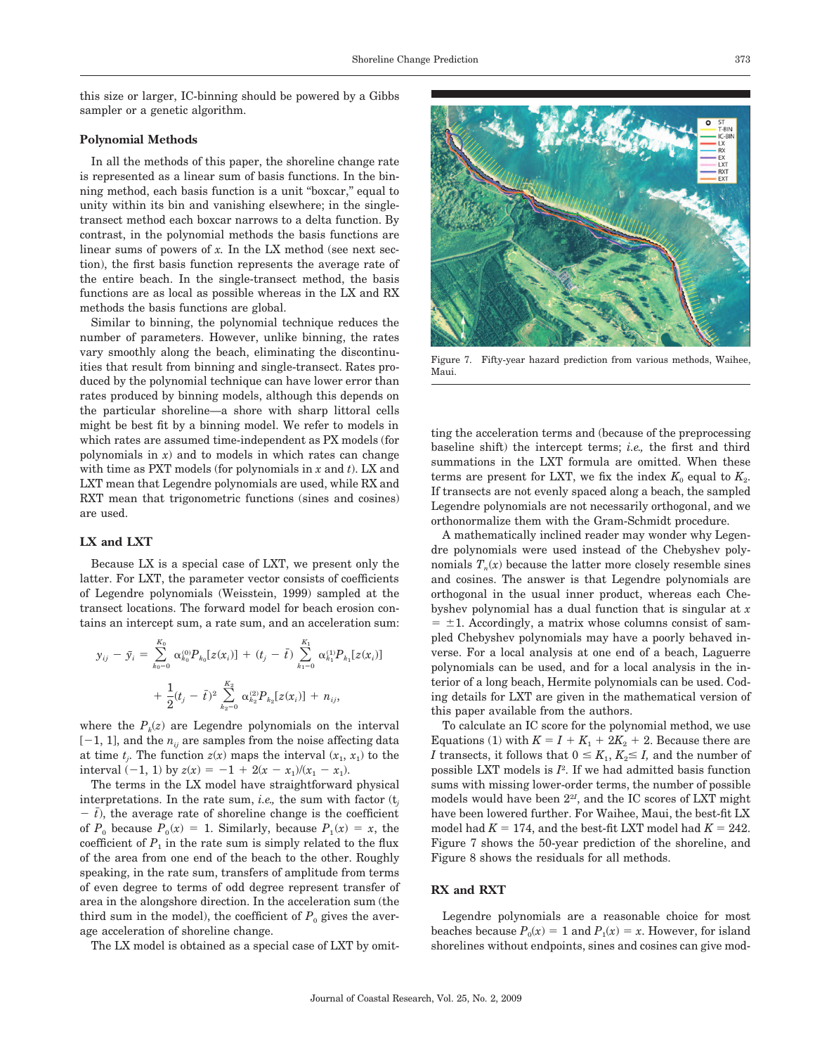this size or larger, IC-binning should be powered by a Gibbs sampler or a genetic algorithm.

### Polynomial Methods

In all the methods of this paper, the shoreline change rate is represented as a linear sum of basis functions. In the binning method, each basis function is a unit "boxcar," equal to unity within its bin and vanishing elsewhere; in the single-transect method each boxcar narrows to a delta function. By contrast, in the polynomial methods the basis functions are linear sums of powers of $x$. In the LX method (see next section), the first basis function represents the average rate of the entire beach. In the single-transect method, the basis functions are as local as possible whereas in the LX and RX methods the basis functions are global.

Similar to binning, the polynomial technique reduces the number of parameters. However, unlike binning, the rates vary smoothly along the beach, eliminating the discontinuities that result from binning and single-transect. Rates produced by the polynomial technique can have lower error than rates produced by binning models, although this depends on the particular shoreline—a shore with sharp littoral cells might be best fit by a binning model. We refer to models in which rates are assumed time-independent as PX models (for polynomials in $x$) and to models in which rates can change with time as PXT models (for polynomials in $x$ and $t$). LX and LXT mean that Legendre polynomials are used, while RX and RXT mean that trigonometric functions (sines and cosines) are used.

### LX and LXT

Because LX is a special case of LXT, we present only the latter. For LXT, the parameter vector consists of coefficients of Legendre polynomials (Weisstein, 1999) sampled at the transect locations. The forward model for beach erosion contains an intercept sum, a rate sum, and an acceleration sum:

$$y_{ij} - \bar{y}_i = \sum_{k_0=0}^{K_0} \alpha_{k_0}^{(0)} P_{k_0}[z(x_i)] + (t_j - \bar{t}) \sum_{k_1=0}^{K_1} \alpha_{k_1}^{(1)} P_{k_1}[z(x_i)] + \frac{1}{2}(t_j - \bar{t})^2 \sum_{k_2=0}^{K_2} \alpha_{k_2}^{(2)} P_{k_2}[z(x_i)] + n_{ij},$$

where the $P_k(z)$ are Legendre polynomials on the interval $[-1, 1]$, and the $n_{ij}$ are samples from the noise affecting data at time $t_j$. The function $z(x)$ maps the interval $(t_j, x_1)$ to the interval $(-1, 1)$ by $z(x) = -1 + 2(x - x_1)/(x_1 - x_1)$.

The terms in the LX model have straightforward physical interpretations. In the rate sum, *i.e.,* the sum with factor $(t_j - \bar{t})$, the average rate of shoreline change is the coefficient of $P_0$ because $P_0(x) = 1$. Similarly, because $P_1(x) = x$, the coefficient of $P_1$ in the rate sum is simply related to the flux of the area from one end of the beach to the other. Roughly speaking, in the rate sum, transfers of amplitude from terms of even degree to terms of odd degree represent transfer of area in the alongshore direction. In the acceleration sum (the third sum in the model), the coefficient of $P_0$ gives the average acceleration of shoreline change.

The LX model is obtained as a special case of LXT by omitting the acceleration terms and (because of the preprocessing baseline shift) the intercept terms; *i.e.,* the first and third summations in the LXT formula are omitted. When these terms are present for LXT, we fix the index $K_0$ equal to $K_2$. If transects are not evenly spaced along a beach, the sampled Legendre polynomials are not necessarily orthogonal, and we orthonormalize them with the Gram-Schmidt procedure.

A mathematically inclined reader may wonder why Legendre polynomials were used instead of the Chebyshev polynomials $T_n(x)$ because the latter more closely resemble sines and cosines. The answer is that Legendre polynomials are orthogonal in the usual inner product, whereas each Chebyshev polynomial has a dual function that is singular at $x = \pm 1$. Accordingly, a matrix whose columns consist of sampled Chebyshev polynomials may have a poorly behaved inverse. For a local analysis at one end of a beach, Laguerre polynomials can be used, and for a local analysis in the interior of a long beach, Hermite polynomials can be used. Coding details for LXT are given in the mathematical version of this paper available from the authors.

To calculate an IC score for the polynomial method, we use Equations (1) with $K = I + K_1 + 2K_2 + 2$. Because there are $I$ transects, it follows that $0 \leq K_1, K_2 \leq I$, and the number of possible LXT models is $I^2$. If we had admitted basis function sums with missing lower-order terms, the number of possible models would have been $2^{2I}$, and the IC scores of LXT might have been lowered further. For Waihee, Maui, the best-fit LX model had $K = 174$, and the best-fit LXT model had $K = 242$. Figure 7 shows the 50-year prediction of the shoreline, and Figure 8 shows the residuals for all methods.

Figure 7. Fifty-year hazard prediction from various methods, Waihee, Maui.

### RX and RXT

Legendre polynomials are a reasonable choice for most beaches because $P_0(x) = 1$ and $P_1(x) = x$. However, for island shorelines without endpoints, sines and cosines can give mod-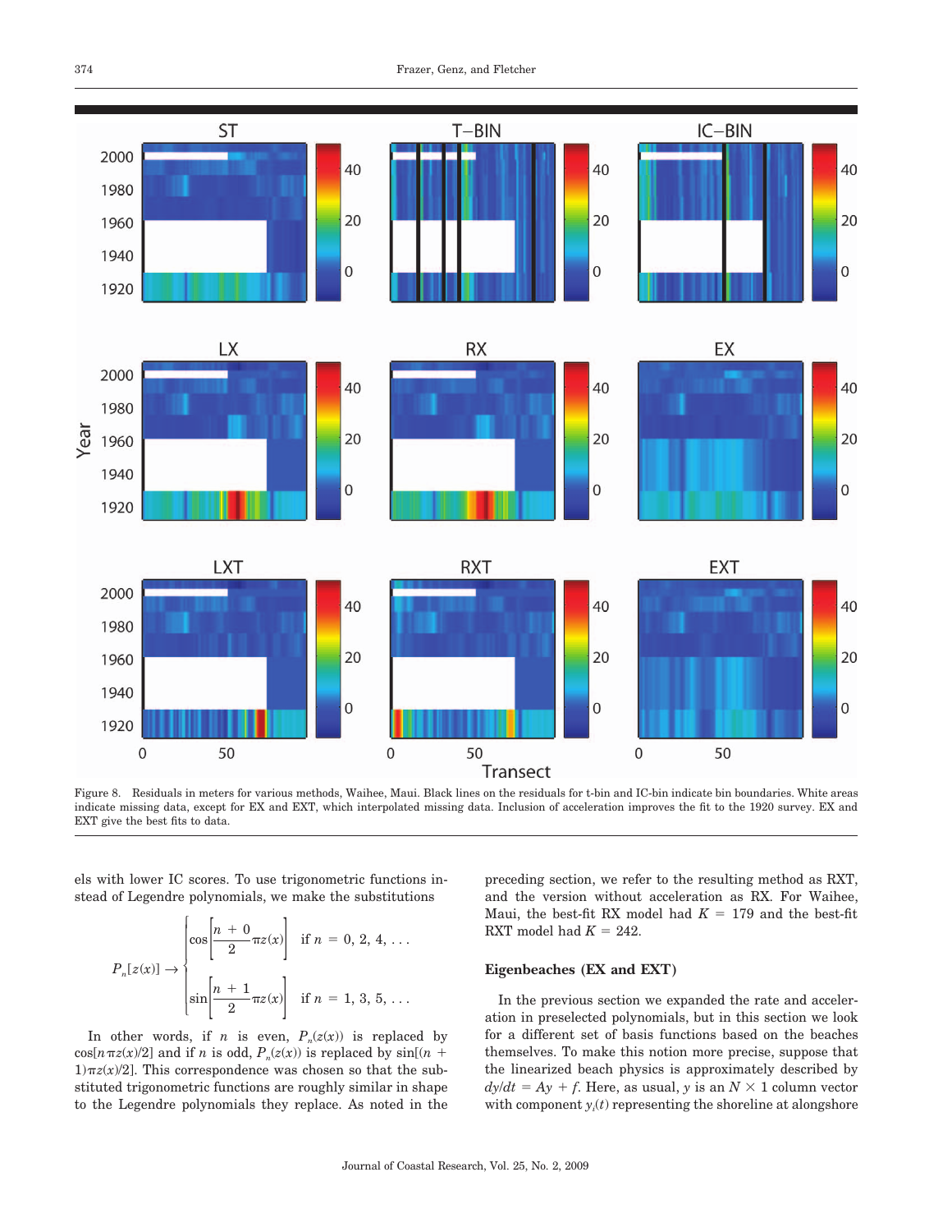Figure 8. Residuals in meters for various methods, Waihee, Maui. Black lines on the residuals for t-bin and IC-bin indicate bin boundaries. White areas indicate missing data, except for EX and EXT, which interpolated missing data. Inclusion of acceleration improves the fit to the 1920 survey. EX and EXT give the best fits to data.

els with lower IC scores. To use trigonometric functions instead of Legendre polynomials, we make the substitutions

$$P_n[z(x)] \rightarrow \begin{cases} \cos\left[\dfrac{n+0}{2}\pi z(x)\right] & \text{if } n = 0, 2, 4, \ldots \\ \sin\left[\dfrac{n+1}{2}\pi z(x)\right] & \text{if } n = 1, 3, 5, \ldots \end{cases}$$

In other words, if $n$ is even, $P_n(z(x))$ is replaced by $\cos[n\pi z(x)/2]$ and if $n$ is odd, $P_n(z(x))$ is replaced by $\sin[(n+1)\pi z(x)/2]$. This correspondence was chosen so that the substituted trigonometric functions are roughly similar in shape to the Legendre polynomials they replace. As noted in the preceding section, we refer to the resulting method as RXT, and the version without acceleration as RX. For Waihee, Maui, the best-fit RX model had $K = 179$ and the best-fit RXT model had $K = 242$.

### Eigenbeaches (EX and EXT)

In the previous section we expanded the rate and acceleration in preselected polynomials, but in this section we look for a different set of basis functions based on the beaches themselves. To make this notion more precise, suppose that the linearized beach physics is approximately described by $dy/dt = Ay + f$. Here, as usual, $y$ is an $N \times 1$ column vector with component $y_i(t)$ representing the shoreline at alongshore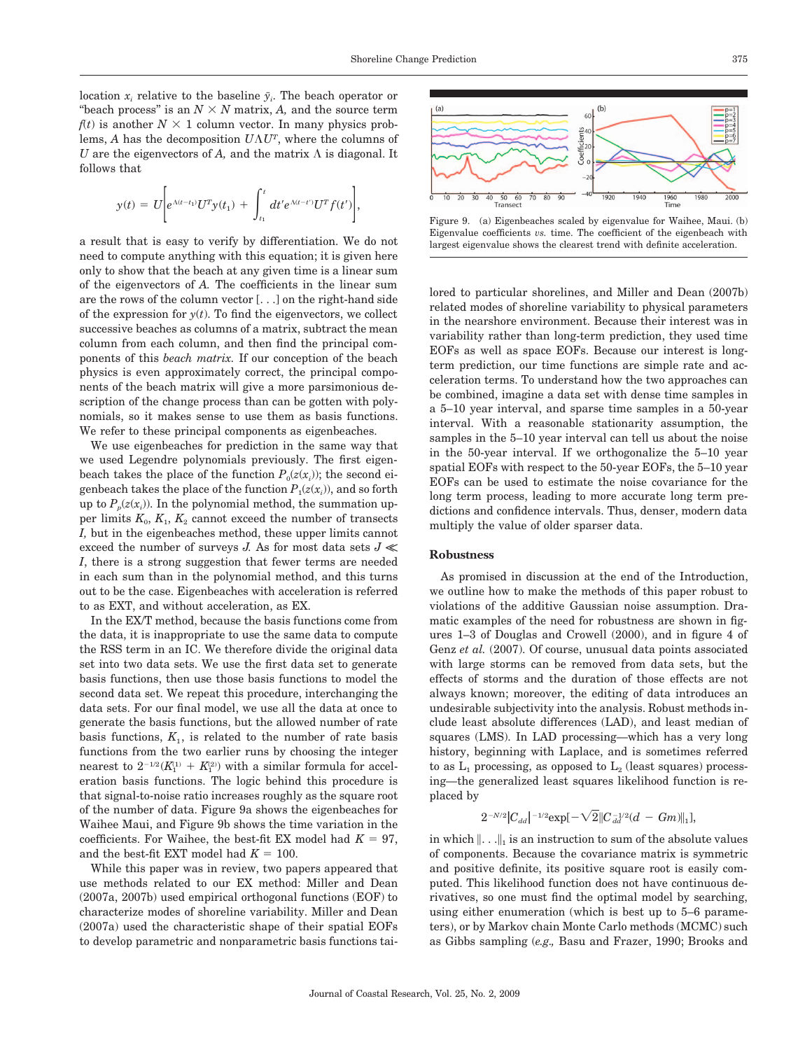location $x_i$ relative to the baseline $\bar{y}_i$. The beach operator or "beach process" is an $N \times N$ matrix, $A$, and the source term $f(t)$ is another $N \times 1$ column vector. In many physics problems, $A$ has the decomposition $U\Lambda U^T$, where the columns of $U$ are the eigenvectors of $A$, and the matrix $\Lambda$ is diagonal. It follows that

$$y(t) = U\left[e^{\Lambda(t-t_1)}U^T y(t_1) + \int_{t_1}^{t} dt' e^{\Lambda(t-t')}U^T f(t')\right],$$

a result that is easy to verify by differentiation. We do not need to compute anything with this equation; it is given here only to show that the beach at any given time is a linear sum of the eigenvectors of $A$. The coefficients in the linear sum are the rows of the column vector [. . .] on the right-hand side of the expression for $y(t)$. To find the eigenvectors, we collect successive beaches as columns of a matrix, subtract the mean column from each column, and then find the principal components of this *beach matrix*. If our conception of the beach physics is even approximately correct, the principal components of the beach matrix will give a more parsimonious description of the change process than can be gotten with polynomials, so it makes sense to use them as basis functions. We refer to these principal components as eigenbeaches.

We use eigenbeaches for prediction in the same way that we used Legendre polynomials previously. The first eigenbeach takes the place of the function $P_0(z(x_i))$; the second eigenbeach takes the place of the function $P_1(z(x_i))$, and so forth up to $P_p(z(x_i))$. In the polynomial method, the summation upper limits $K_0$, $K_1$, $K_2$ cannot exceed the number of transects $I$, but in the eigenbeaches method, these upper limits cannot exceed the number of surveys $J$. As for most data sets $J \ll I$, there is a strong suggestion that fewer terms are needed in each sum than in the polynomial method, and this turns out to be the case. Eigenbeaches with acceleration is referred to as EXT, and without acceleration, as EX.

In the EX/T method, because the basis functions come from the data, it is inappropriate to use the same data to compute the RSS term in an IC. We therefore divide the original data set into two data sets. We use the first data set to generate basis functions, then use those basis functions to model the second data set. We repeat this procedure, interchanging the data sets. For our final model, we use all the data at once to generate the basis functions, but the allowed number of rate basis functions, $K_1$, is related to the number of rate basis functions from the two earlier runs by choosing the integer nearest to $2^{-1/2}(K_1^{(1)} + K_1^{(2)})$ with a similar formula for acceleration basis functions. The logic behind this procedure is that signal-to-noise ratio increases roughly as the square root of the number of data. Figure 9a shows the eigenbeaches for Waihee Maui, and Figure 9b shows the time variation in the coefficients. For Waihee, the best-fit EX model had $K = 97$, and the best-fit EXT model had $K = 100$.

While this paper was in review, two papers appeared that use methods related to our EX method: Miller and Dean (2007a, 2007b) used empirical orthogonal functions (EOF) to characterize modes of shoreline variability. Miller and Dean (2007a) used the characteristic shape of their spatial EOFs to develop parametric and nonparametric basis functions tailored to particular shorelines, and Miller and Dean (2007b) related modes of shoreline variability to physical parameters in the nearshore environment. Because their interest was in variability rather than long-term prediction, they used time EOFs as well as space EOFs. Because our interest is long-term prediction, our time functions are simple rate and acceleration terms. To understand how the two approaches can be combined, imagine a data set with dense time samples in a 5–10 year interval, and sparse time samples in a 50-year interval. With a reasonable stationarity assumption, the samples in the 5–10 year interval can tell us about the noise in the 50-year interval. If we orthogonalize the 5–10 year spatial EOFs with respect to the 50-year EOFs, the 5–10 year EOFs can be used to estimate the noise covariance for the long term process, leading to more accurate long term predictions and confidence intervals. Thus, denser, modern data multiply the value of older sparser data.

(a)

0 10 20 30 40 50 60 70 80 90

Transect

(b)

Coefficients

60 40 20 0 −20 −40

1920 1940 1960 1980 2000

Time

p=1
p=2
p=3
p=4
p=5
p=6
p=7

Figure 9. (a) Eigenbeaches scaled by eigenvalue for Waihee, Maui. (b) Eigenvalue coefficients *vs.* time. The coefficient of the eigenbeach with largest eigenvalue shows the clearest trend with definite acceleration.

## Robustness

As promised in discussion at the end of the Introduction, we outline how to make the methods of this paper robust to violations of the additive Gaussian noise assumption. Dramatic examples of the need for robustness are shown in figures 1–3 of Douglas and Crowell (2000), and in figure 4 of Genz *et al.* (2007). Of course, unusual data points associated with large storms can be removed from data sets, but the effects of storms and the duration of those effects are not always known; moreover, the editing of data introduces an undesirable subjectivity into the analysis. Robust methods include least absolute differences (LAD), and least median of squares (LMS). In LAD processing—which has a very long history, beginning with Laplace, and is sometimes referred to as $L_1$ processing, as opposed to $L_2$ (least squares) processing—the generalized least squares likelihood function is replaced by

$$2^{-N/2}|C_{dd}|^{-1/2}\exp[-\sqrt{2}\|C_{dd}^{-1/2}(d - Gm)\|_1],$$

in which $\|. . .\|_1$ is an instruction to sum of the absolute values of components. Because the covariance matrix is symmetric and positive definite, its positive square root is easily computed. This likelihood function does not have continuous derivatives, so one must find the optimal model by searching, using either enumeration (which is best up to 5–6 parameters), or by Markov chain Monte Carlo methods (MCMC) such as Gibbs sampling (*e.g.,* Basu and Frazer, 1990; Brooks and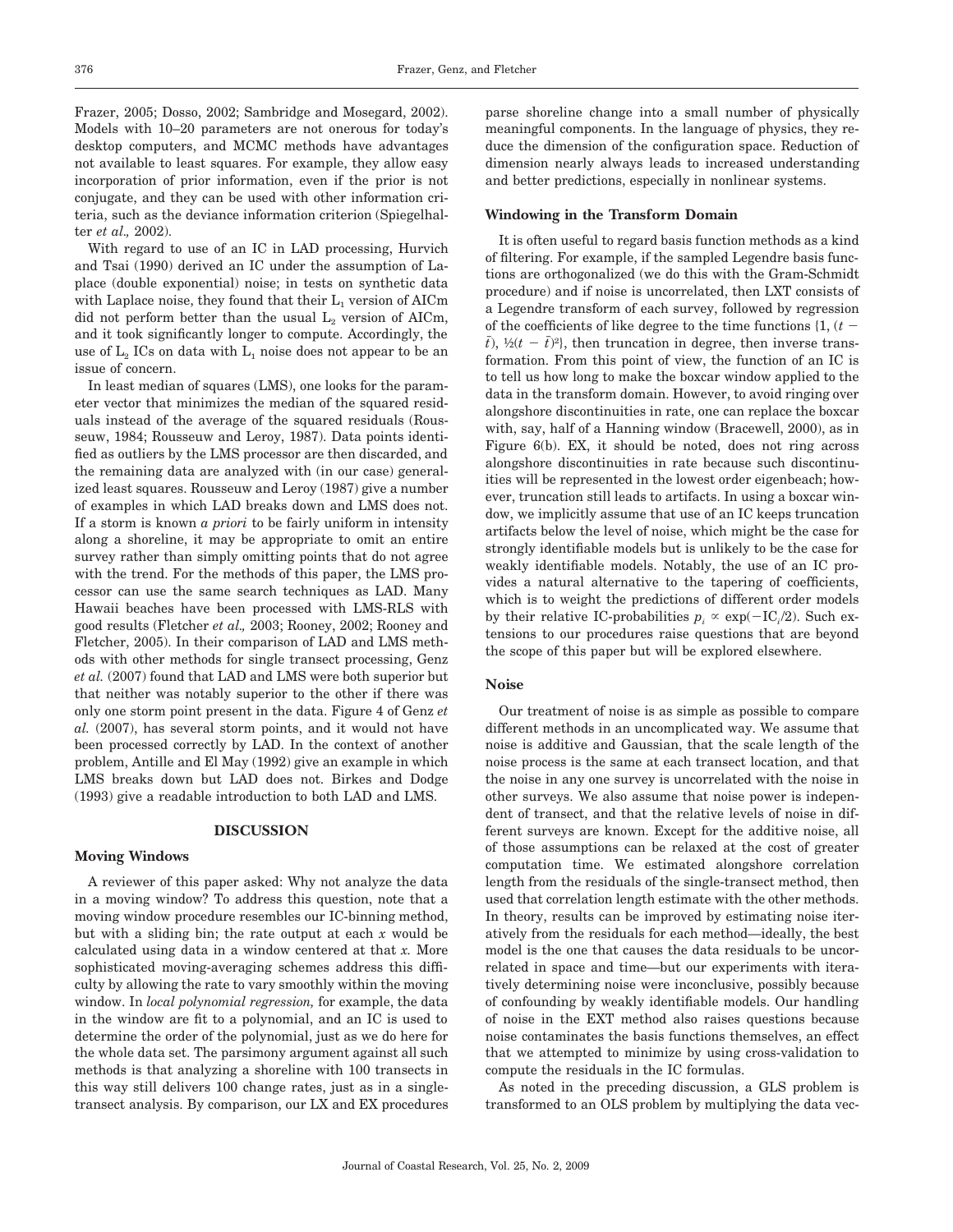Frazer, 2005; Dosso, 2002; Sambridge and Mosegard, 2002). Models with 10–20 parameters are not onerous for today's desktop computers, and MCMC methods have advantages not available to least squares. For example, they allow easy incorporation of prior information, even if the prior is not conjugate, and they can be used with other information criteria, such as the deviance information criterion (Spiegelhalter *et al.,* 2002).

With regard to use of an IC in LAD processing, Hurvich and Tsai (1990) derived an IC under the assumption of Laplace (double exponential) noise; in tests on synthetic data with Laplace noise, they found that their $L_1$ version of AICm did not perform better than the usual $L_2$ version of AICm, and it took significantly longer to compute. Accordingly, the use of $L_2$ ICs on data with $L_1$ noise does not appear to be an issue of concern.

In least median of squares (LMS), one looks for the parameter vector that minimizes the median of the squared residuals instead of the average of the squared residuals (Rousseuw, 1984; Rousseuw and Leroy, 1987). Data points identified as outliers by the LMS processor are then discarded, and the remaining data are analyzed with (in our case) generalized least squares. Rousseuw and Leroy (1987) give a number of examples in which LAD breaks down and LMS does not. If a storm is known *a priori* to be fairly uniform in intensity along a shoreline, it may be appropriate to omit an entire survey rather than simply omitting points that do not agree with the trend. For the methods of this paper, the LMS processor can use the same search techniques as LAD. Many Hawaii beaches have been processed with LMS-RLS with good results (Fletcher *et al.,* 2003; Rooney, 2002; Rooney and Fletcher, 2005). In their comparison of LAD and LMS methods with other methods for single transect processing, Genz *et al.* (2007) found that LAD and LMS were both superior but that neither was notably superior to the other if there was only one storm point present in the data. Figure 4 of Genz *et al.* (2007), has several storm points, and it would not have been processed correctly by LAD. In the context of another problem, Antille and El May (1992) give an example in which LMS breaks down but LAD does not. Birkes and Dodge (1993) give a readable introduction to both LAD and LMS.

## DISCUSSION

### Moving Windows

A reviewer of this paper asked: Why not analyze the data in a moving window? To address this question, note that a moving window procedure resembles our IC-binning method, but with a sliding bin; the rate output at each $x$ would be calculated using data in a window centered at that $x$. More sophisticated moving-averaging schemes address this difficulty by allowing the rate to vary smoothly within the moving window. In *local polynomial regression,* for example, the data in the window are fit to a polynomial, and an IC is used to determine the order of the polynomial, just as we do here for the whole data set. The parsimony argument against all such methods is that analyzing a shoreline with 100 transects in this way still delivers 100 change rates, just as in a single-transect analysis. By comparison, our LX and EX procedures parse shoreline change into a small number of physically meaningful components. In the language of physics, they reduce the dimension of the configuration space. Reduction of dimension nearly always leads to increased understanding and better predictions, especially in nonlinear systems.

### Windowing in the Transform Domain

It is often useful to regard basis function methods as a kind of filtering. For example, if the sampled Legendre basis functions are orthogonalized (we do this with the Gram-Schmidt procedure) and if noise is uncorrelated, then LXT consists of a Legendre transform of each survey, followed by regression of the coefficients of like degree to the time functions $\{1, (t - \bar{t}), \frac{1}{2}(t - \bar{t})^2\}$, then truncation in degree, then inverse transformation. From this point of view, the function of an IC is to tell us how long to make the boxcar window applied to the data in the transform domain. However, to avoid ringing over alongshore discontinuities in rate, one can replace the boxcar with, say, half of a Hanning window (Bracewell, 2000), as in Figure 6(b). EX, it should be noted, does not ring across alongshore discontinuities in rate because such discontinuities will be represented in the lowest order eigenbeach; however, truncation still leads to artifacts. In using a boxcar window, we implicitly assume that use of an IC keeps truncation artifacts below the level of noise, which might be the case for strongly identifiable models but is unlikely to be the case for weakly identifiable models. Notably, the use of an IC provides a natural alternative to the tapering of coefficients, which is to weight the predictions of different order models by their relative IC-probabilities $p_i \propto \exp(-\mathrm{IC}_i/2)$. Such extensions to our procedures raise questions that are beyond the scope of this paper but will be explored elsewhere.

### Noise

Our treatment of noise is as simple as possible to compare different methods in an uncomplicated way. We assume that noise is additive and Gaussian, that the scale length of the noise process is the same at each transect location, and that the noise in any one survey is uncorrelated with the noise in other surveys. We also assume that noise power is independent of transect, and that the relative levels of noise in different surveys are known. Except for the additive noise, all of those assumptions can be relaxed at the cost of greater computation time. We estimated alongshore correlation length from the residuals of the single-transect method, then used that correlation length estimate with the other methods. In theory, results can be improved by estimating noise iteratively from the residuals for each method—ideally, the best model is the one that causes the data residuals to be uncorrelated in space and time—but our experiments with iteratively determining noise were inconclusive, possibly because of confounding by weakly identifiable models. Our handling of noise in the EXT method also raises questions because noise contaminates the basis functions themselves, an effect that we attempted to minimize by using cross-validation to compute the residuals in the IC formulas.

As noted in the preceding discussion, a GLS problem is transformed to an OLS problem by multiplying the data vec-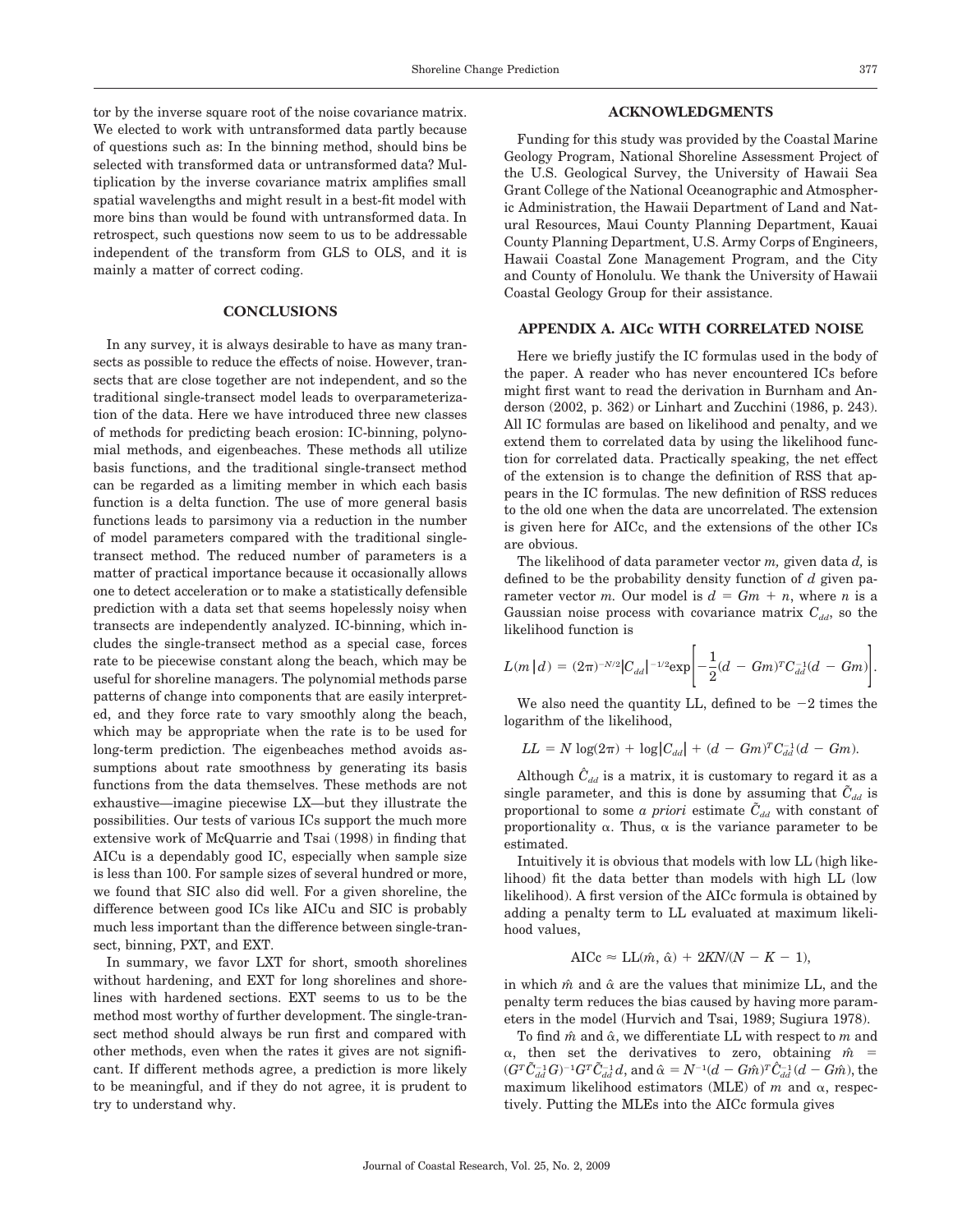tor by the inverse square root of the noise covariance matrix. We elected to work with untransformed data partly because of questions such as: In the binning method, should bins be selected with transformed data or untransformed data? Multiplication by the inverse covariance matrix amplifies small spatial wavelengths and might result in a best-fit model with more bins than would be found with untransformed data. In retrospect, such questions now seem to us to be addressable independent of the transform from GLS to OLS, and it is mainly a matter of correct coding.

## CONCLUSIONS

In any survey, it is always desirable to have as many transects as possible to reduce the effects of noise. However, transects that are close together are not independent, and so the traditional single-transect model leads to overparameterization of the data. Here we have introduced three new classes of methods for predicting beach erosion: IC-binning, polynomial methods, and eigenbeaches. These methods all utilize basis functions, and the traditional single-transect method can be regarded as a limiting member in which each basis function is a delta function. The use of more general basis functions leads to parsimony via a reduction in the number of model parameters compared with the traditional single-transect method. The reduced number of parameters is a matter of practical importance because it occasionally allows one to detect acceleration or to make a statistically defensible prediction with a data set that seems hopelessly noisy when transects are independently analyzed. IC-binning, which includes the single-transect method as a special case, forces rate to be piecewise constant along the beach, which may be useful for shoreline managers. The polynomial methods parse patterns of change into components that are easily interpreted, and they force rate to vary smoothly along the beach, which may be appropriate when the rate is to be used for long-term prediction. The eigenbeaches method avoids assumptions about rate smoothness by generating its basis functions from the data themselves. These methods are not exhaustive—imagine piecewise LX—but they illustrate the possibilities. Our tests of various ICs support the much more extensive work of McQuarrie and Tsai (1998) in finding that AICu is a dependably good IC, especially when sample size is less than 100. For sample sizes of several hundred or more, we found that SIC also did well. For a given shoreline, the difference between good ICs like AICu and SIC is probably much less important than the difference between single-transect, binning, PXT, and EXT.

In summary, we favor LXT for short, smooth shorelines without hardening, and EXT for long shorelines and shorelines with hardened sections. EXT seems to us to be the method most worthy of further development. The single-transect method should always be run first and compared with other methods, even when the rates it gives are not significant. If different methods agree, a prediction is more likely to be meaningful, and if they do not agree, it is prudent to try to understand why.

## ACKNOWLEDGMENTS

Funding for this study was provided by the Coastal Marine Geology Program, National Shoreline Assessment Project of the U.S. Geological Survey, the University of Hawaii Sea Grant College of the National Oceanographic and Atmospheric Administration, the Hawaii Department of Land and Natural Resources, Maui County Planning Department, Kauai County Planning Department, U.S. Army Corps of Engineers, Hawaii Coastal Zone Management Program, and the City and County of Honolulu. We thank the University of Hawaii Coastal Geology Group for their assistance.

## APPENDIX A. AICc WITH CORRELATED NOISE

Here we briefly justify the IC formulas used in the body of the paper. A reader who has never encountered ICs before might first want to read the derivation in Burnham and Anderson (2002, p. 362) or Linhart and Zucchini (1986, p. 243). All IC formulas are based on likelihood and penalty, and we extend them to correlated data by using the likelihood function for correlated data. Practically speaking, the net effect of the extension is to change the definition of RSS that appears in the IC formulas. The new definition of RSS reduces to the old one when the data are uncorrelated. The extension is given here for AICc, and the extensions of the other ICs are obvious.

The likelihood of data parameter vector $m$, given data $d$, is defined to be the probability density function of $d$ given parameter vector $m$. Our model is $d = Gm + n$, where $n$ is a Gaussian noise process with covariance matrix $C_{dd}$, so the likelihood function is

$$L(m\,|\,d) = (2\pi)^{-N/2}|C_{dd}|^{-1/2}\exp\left[-\frac{1}{2}(d - Gm)^T C_{dd}^{-1}(d - Gm)\right].$$

We also need the quantity LL, defined to be $-2$ times the logarithm of the likelihood,

$$LL = N\log(2\pi) + \log|C_{dd}| + (d - Gm)^T C_{dd}^{-1}(d - Gm).$$

Although $\hat{C}_{dd}$ is a matrix, it is customary to regard it as a single parameter, and this is done by assuming that $\tilde{C}_{dd}$ is proportional to some *a priori* estimate $\tilde{C}_{dd}$ with constant of proportionality $\alpha$. Thus, $\alpha$ is the variance parameter to be estimated.

Intuitively it is obvious that models with low LL (high likelihood) fit the data better than models with high LL (low likelihood). A first version of the AICc formula is obtained by adding a penalty term to LL evaluated at maximum likelihood values,

$$\text{AICc} \approx \text{LL}(\hat{m}, \hat{\alpha}) + 2KN/(N - K - 1),$$

in which $\hat{m}$ and $\hat{\alpha}$ are the values that minimize LL, and the penalty term reduces the bias caused by having more parameters in the model (Hurvich and Tsai, 1989; Sugiura 1978).

To find $\hat{m}$ and $\hat{\alpha}$, we differentiate LL with respect to $m$ and $\alpha$, then set the derivatives to zero, obtaining $\hat{m} = (G^T\tilde{C}_{dd}^{-1}G)^{-1}G^T\tilde{C}_{dd}^{-1}d$, and $\hat{\alpha} = N^{-1}(d - G\hat{m})^T\hat{C}_{dd}^{-1}(d - G\hat{m})$, the maximum likelihood estimators (MLE) of $m$ and $\alpha$, respectively. Putting the MLEs into the AICc formula gives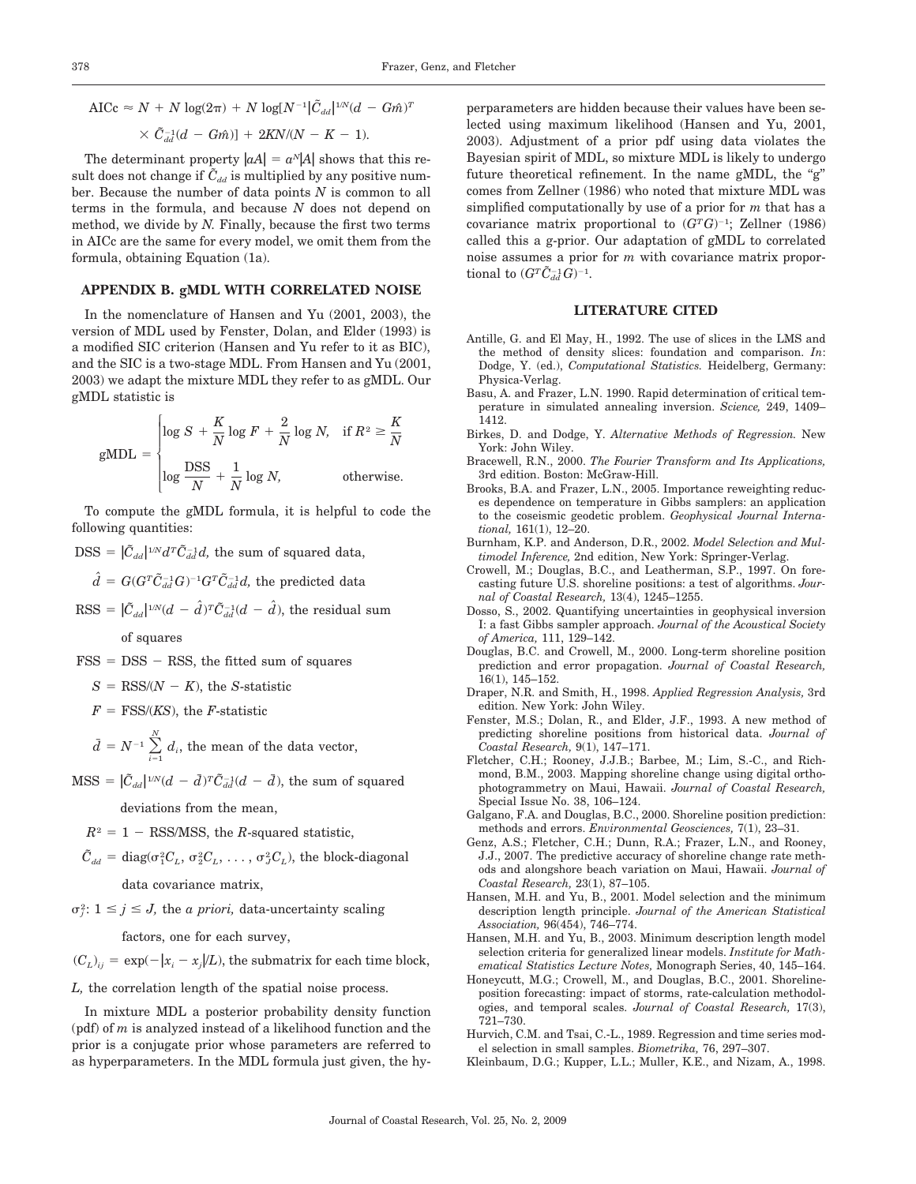$$\text{AICc} \approx N + N\log(2\pi) + N\log[N^{-1}|\tilde{C}_{dd}|^{1/N}(d - G\hat{m})^T \times \tilde{C}_{dd}^{-1}(d - G\hat{m})] + 2KN/(N - K - 1).$$

The determinant property $|aA| = a^N|A|$ shows that this result does not change if $\tilde{C}_{dd}$ is multiplied by any positive number. Because the number of data points $N$ is common to all terms in the formula, and because $N$ does not depend on method, we divide by $N$. Finally, because the first two terms in AICc are the same for every model, we omit them from the formula, obtaining Equation (1a).

## APPENDIX B. gMDL WITH CORRELATED NOISE

In the nomenclature of Hansen and Yu (2001, 2003), the version of MDL used by Fenster, Dolan, and Elder (1993) is a modified SIC criterion (Hansen and Yu refer to it as BIC), and the SIC is a two-stage MDL. From Hansen and Yu (2001, 2003) we adapt the mixture MDL they refer to as gMDL. Our gMDL statistic is

$$\text{gMDL} = \begin{cases} \log S + \dfrac{K}{N}\log F + \dfrac{2}{N}\log N, & \text{if } R^2 \geq \dfrac{K}{N} \\[2ex] \log \dfrac{\text{DSS}}{N} + \dfrac{1}{N}\log N, & \text{otherwise.} \end{cases}$$

To compute the gMDL formula, it is helpful to code the following quantities:

$\text{DSS} = |\tilde{C}_{dd}|^{1/N} d^T \tilde{C}_{dd}^{-1} d$, the sum of squared data,

$\hat{d} = G(G^T\tilde{C}_{dd}^{-1}G)^{-1}G^T\tilde{C}_{dd}^{-1}d$, the predicted data

$\text{RSS} = |\tilde{C}_{dd}|^{1/N}(d - \hat{d})^T\tilde{C}_{dd}^{-1}(d - \hat{d})$, the residual sum of squares

$\text{FSS} = \text{DSS} - \text{RSS}$, the fitted sum of squares

$S = \text{RSS}/(N - K)$, the $S$-statistic

$F = \text{FSS}/(KS)$, the $F$-statistic

$\bar{d} = N^{-1}\sum_{i=1}^{N} d_i$, the mean of the data vector,

$\text{MSS} = |\tilde{C}_{dd}|^{1/N}(d - \bar{d})^T\tilde{C}_{dd}^{-1}(d - \bar{d})$, the sum of squared deviations from the mean,

$R^2 = 1 - \text{RSS}/\text{MSS}$, the $R$-squared statistic,

$\tilde{C}_{dd} = \text{diag}(\sigma_1^2 C_L, \sigma_2^2 C_L, \ldots, \sigma_J^2 C_L)$, the block-diagonal data covariance matrix,

$\sigma_j^2$: $1 \leq j \leq J$, the *a priori,* data-uncertainty scaling factors, one for each survey,

$(C_L)_{ij} = \exp(-|x_i - x_j|/L)$, the submatrix for each time block,

$L$, the correlation length of the spatial noise process.

In mixture MDL a posterior probability density function (pdf) of $m$ is analyzed instead of a likelihood function and the prior is a conjugate prior whose parameters are referred to as hyperparameters. In the MDL formula just given, the hyperparameters are hidden because their values have been selected using maximum likelihood (Hansen and Yu, 2001, 2003). Adjustment of a prior pdf using data violates the Bayesian spirit of MDL, so mixture MDL is likely to undergo future theoretical refinement. In the name gMDL, the "g" comes from Zellner (1986) who noted that mixture MDL was simplified computationally by use of a prior for $m$ that has a covariance matrix proportional to $(G^TG)^{-1}$; Zellner (1986) called this a g-prior. Our adaptation of gMDL to correlated noise assumes a prior for $m$ with covariance matrix proportional to $(G^T\tilde{C}_{dd}^{-1}G)^{-1}$.

## LITERATURE CITED

Antille, G. and El May, H., 1992. The use of slices in the LMS and the method of density slices: foundation and comparison. *In*: Dodge, Y. (ed.), *Computational Statistics.* Heidelberg, Germany: Physica-Verlag.

Basu, A. and Frazer, L.N. 1990. Rapid determination of critical temperature in simulated annealing inversion. *Science,* 249, 1409–1412.

Birkes, D. and Dodge, Y. *Alternative Methods of Regression.* New York: John Wiley.

Bracewell, R.N., 2000. *The Fourier Transform and Its Applications,* 3rd edition. Boston: McGraw-Hill.

Brooks, B.A. and Frazer, L.N., 2005. Importance reweighting reduces dependence on temperature in Gibbs samplers: an application to the coseismic geodetic problem. *Geophysical Journal International,* 161(1), 12–20.

Burnham, K.P. and Anderson, D.R., 2002. *Model Selection and Multimodel Inference,* 2nd edition, New York: Springer-Verlag.

Crowell, M.; Douglas, B.C., and Leatherman, S.P., 1997. On forecasting future U.S. shoreline positions: a test of algorithms. *Journal of Coastal Research,* 13(4), 1245–1255.

Dosso, S., 2002. Quantifying uncertainties in geophysical inversion I: a fast Gibbs sampler approach. *Journal of the Acoustical Society of America,* 111, 129–142.

Douglas, B.C. and Crowell, M., 2000. Long-term shoreline position prediction and error propagation. *Journal of Coastal Research,* 16(1), 145–152.

Draper, N.R. and Smith, H., 1998. *Applied Regression Analysis,* 3rd edition. New York: John Wiley.

Fenster, M.S.; Dolan, R., and Elder, J.F., 1993. A new method of predicting shoreline positions from historical data. *Journal of Coastal Research,* 9(1), 147–171.

Fletcher, C.H.; Rooney, J.J.B.; Barbee, M.; Lim, S.-C., and Richmond, B.M., 2003. Mapping shoreline change using digital orthophotogrammetry on Maui, Hawaii. *Journal of Coastal Research,* Special Issue No. 38, 106–124.

Galgano, F.A. and Douglas, B.C., 2000. Shoreline position prediction: methods and errors. *Environmental Geosciences,* 7(1), 23–31.

Genz, A.S.; Fletcher, C.H.; Dunn, R.A.; Frazer, L.N., and Rooney, J.J., 2007. The predictive accuracy of shoreline change rate methods and alongshore beach variation on Maui, Hawaii. *Journal of Coastal Research,* 23(1), 87–105.

Hansen, M.H. and Yu, B., 2001. Model selection and the minimum description length principle. *Journal of the American Statistical Association,* 96(454), 746–774.

Hansen, M.H. and Yu, B., 2003. Minimum description length model selection criteria for generalized linear models. *Institute for Mathematical Statistics Lecture Notes,* Monograph Series, 40, 145–164.

Honeycutt, M.G.; Crowell, M., and Douglas, B.C., 2001. Shoreline-position forecasting: impact of storms, rate-calculation methodologies, and temporal scales. *Journal of Coastal Research,* 17(3), 721–730.

Hurvich, C.M. and Tsai, C.-L., 1989. Regression and time series model selection in small samples. *Biometrika,* 76, 297–307.

Kleinbaum, D.G.; Kupper, L.L.; Muller, K.E., and Nizam, A., 1998.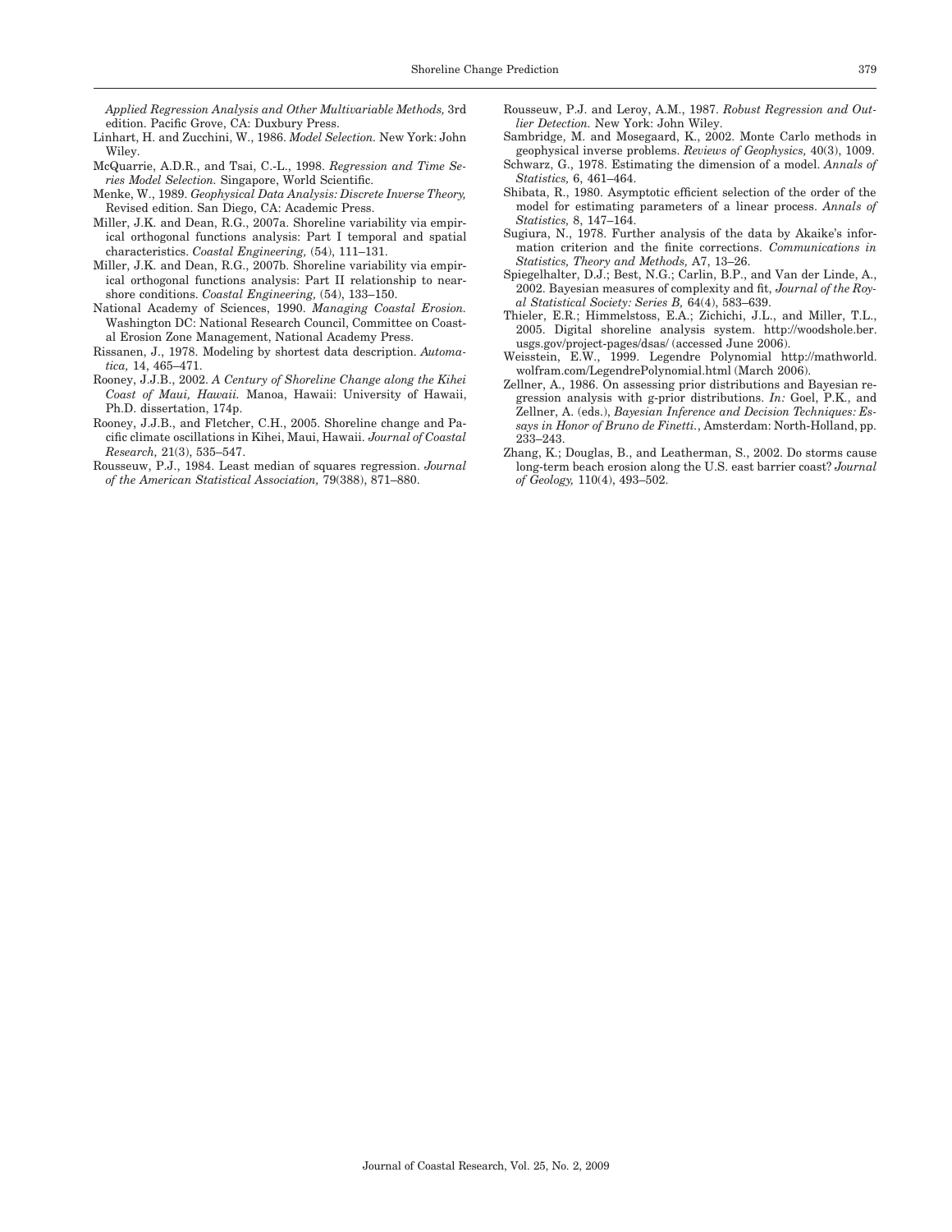*Applied Regression Analysis and Other Multivariable Methods,* 3rd edition. Pacific Grove, CA: Duxbury Press.

Linhart, H. and Zucchini, W., 1986. *Model Selection.* New York: John Wiley.

McQuarrie, A.D.R., and Tsai, C.-L., 1998. *Regression and Time Series Model Selection.* Singapore, World Scientific.

Menke, W., 1989. *Geophysical Data Analysis: Discrete Inverse Theory,* Revised edition. San Diego, CA: Academic Press.

Miller, J.K. and Dean, R.G., 2007a. Shoreline variability via empirical orthogonal functions analysis: Part I temporal and spatial characteristics. *Coastal Engineering,* (54), 111–131.

Miller, J.K. and Dean, R.G., 2007b. Shoreline variability via empirical orthogonal functions analysis: Part II relationship to nearshore conditions. *Coastal Engineering,* (54), 133–150.

National Academy of Sciences, 1990. *Managing Coastal Erosion.* Washington DC: National Research Council, Committee on Coastal Erosion Zone Management, National Academy Press.

Rissanen, J., 1978. Modeling by shortest data description. *Automatica,* 14, 465–471.

Rooney, J.J.B., 2002. *A Century of Shoreline Change along the Kihei Coast of Maui, Hawaii.* Manoa, Hawaii: University of Hawaii, Ph.D. dissertation, 174p.

Rooney, J.J.B., and Fletcher, C.H., 2005. Shoreline change and Pacific climate oscillations in Kihei, Maui, Hawaii. *Journal of Coastal Research,* 21(3), 535–547.

Rousseuw, P.J., 1984. Least median of squares regression. *Journal of the American Statistical Association,* 79(388), 871–880.

Rousseuw, P.J. and Leroy, A.M., 1987. *Robust Regression and Outlier Detection.* New York: John Wiley.

Sambridge, M. and Mosegaard, K., 2002. Monte Carlo methods in geophysical inverse problems. *Reviews of Geophysics,* 40(3), 1009.

Schwarz, G., 1978. Estimating the dimension of a model. *Annals of Statistics,* 6, 461–464.

Shibata, R., 1980. Asymptotic efficient selection of the order of the model for estimating parameters of a linear process. *Annals of Statistics,* 8, 147–164.

Sugiura, N., 1978. Further analysis of the data by Akaike's information criterion and the finite corrections. *Communications in Statistics, Theory and Methods,* A7, 13–26.

Spiegelhalter, D.J.; Best, N.G.; Carlin, B.P., and Van der Linde, A., 2002. Bayesian measures of complexity and fit, *Journal of the Royal Statistical Society: Series B,* 64(4), 583–639.

Thieler, E.R.; Himmelstoss, E.A.; Zichichi, J.L., and Miller, T.L., 2005. Digital shoreline analysis system. http://woodshole.er.usgs.gov/project-pages/dsas/ (accessed June 2006).

Weisstein, E.W., 1999. Legendre Polynomial http://mathworld.wolfram.com/LegendrePolynomial.html (March 2006).

Zellner, A., 1986. On assessing prior distributions and Bayesian regression analysis with g-prior distributions. *In:* Goel, P.K., and Zellner, A. (eds.), *Bayesian Inference and Decision Techniques: Essays in Honor of Bruno de Finetti.*, Amsterdam: North-Holland, pp. 233–243.

Zhang, K.; Douglas, B., and Leatherman, S., 2002. Do storms cause long-term beach erosion along the U.S. east barrier coast? *Journal of Geology,* 110(4), 493–502.